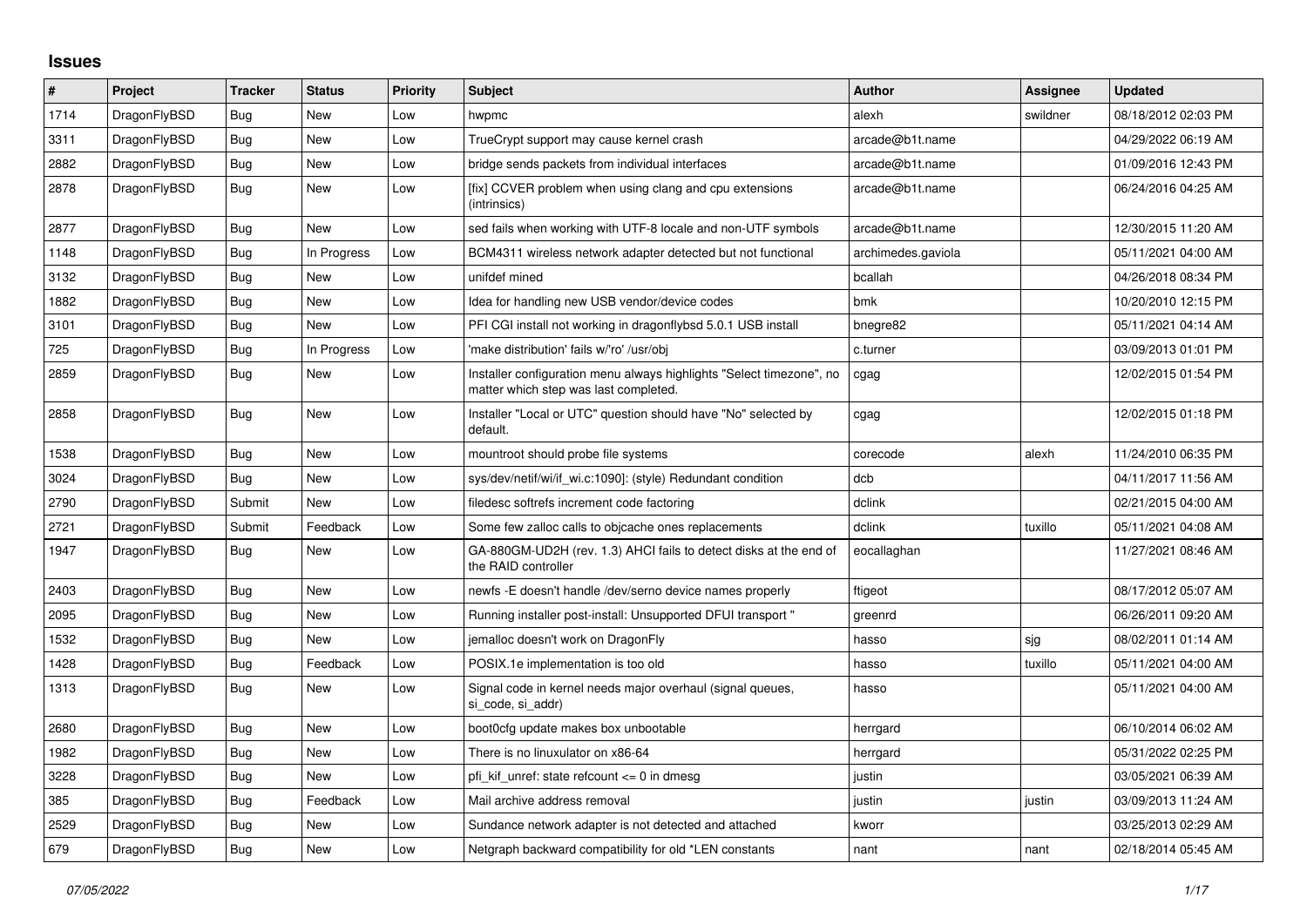# Issues

| # | Project | Tracker | Status | Priority | Subject | Author | Assignee | Updated |
|---|---|---|---|---|---|---|---|---|
| 1714 | DragonFlyBSD | Bug | New | Low | hwpmc | alexh | swildner | 08/18/2012 02:03 PM |
| 3311 | DragonFlyBSD | Bug | New | Low | TrueCrypt support may cause kernel crash | arcade@b1t.name | | 04/29/2022 06:19 AM |
| 2882 | DragonFlyBSD | Bug | New | Low | bridge sends packets from individual interfaces | arcade@b1t.name | | 01/09/2016 12:43 PM |
| 2878 | DragonFlyBSD | Bug | New | Low | [fix] CCVER problem when using clang and cpu extensions (intrinsics) | arcade@b1t.name | | 06/24/2016 04:25 AM |
| 2877 | DragonFlyBSD | Bug | New | Low | sed fails when working with UTF-8 locale and non-UTF symbols | arcade@b1t.name | | 12/30/2015 11:20 AM |
| 1148 | DragonFlyBSD | Bug | In Progress | Low | BCM4311 wireless network adapter detected but not functional | archimedes.gaviola | | 05/11/2021 04:00 AM |
| 3132 | DragonFlyBSD | Bug | New | Low | unifdef mined | bcallah | | 04/26/2018 08:34 PM |
| 1882 | DragonFlyBSD | Bug | New | Low | Idea for handling new USB vendor/device codes | bmk | | 10/20/2010 12:15 PM |
| 3101 | DragonFlyBSD | Bug | New | Low | PFI CGI install not working in dragonflybsd 5.0.1 USB install | bnegre82 | | 05/11/2021 04:14 AM |
| 725 | DragonFlyBSD | Bug | In Progress | Low | 'make distribution' fails w/'ro' /usr/obj | c.turner | | 03/09/2013 01:01 PM |
| 2859 | DragonFlyBSD | Bug | New | Low | Installer configuration menu always highlights "Select timezone", no matter which step was last completed. | cgag | | 12/02/2015 01:54 PM |
| 2858 | DragonFlyBSD | Bug | New | Low | Installer "Local or UTC" question should have "No" selected by default. | cgag | | 12/02/2015 01:18 PM |
| 1538 | DragonFlyBSD | Bug | New | Low | mountroot should probe file systems | corecode | alexh | 11/24/2010 06:35 PM |
| 3024 | DragonFlyBSD | Bug | New | Low | sys/dev/netif/wi/if_wi.c:1090]: (style) Redundant condition | dcb | | 04/11/2017 11:56 AM |
| 2790 | DragonFlyBSD | Submit | New | Low | filedesc softrefs increment code factoring | dclink | | 02/21/2015 04:00 AM |
| 2721 | DragonFlyBSD | Submit | Feedback | Low | Some few zalloc calls to objcache ones replacements | dclink | tuxillo | 05/11/2021 04:08 AM |
| 1947 | DragonFlyBSD | Bug | New | Low | GA-880GM-UD2H (rev. 1.3) AHCI fails to detect disks at the end of the RAID controller | eocallaghan | | 11/27/2021 08:46 AM |
| 2403 | DragonFlyBSD | Bug | New | Low | newfs -E doesn't handle /dev/serno device names properly | ftigeot | | 08/17/2012 05:07 AM |
| 2095 | DragonFlyBSD | Bug | New | Low | Running installer post-install: Unsupported DFUI transport " | greenrd | | 06/26/2011 09:20 AM |
| 1532 | DragonFlyBSD | Bug | New | Low | jemalloc doesn't work on DragonFly | hasso | sjg | 08/02/2011 01:14 AM |
| 1428 | DragonFlyBSD | Bug | Feedback | Low | POSIX.1e implementation is too old | hasso | tuxillo | 05/11/2021 04:00 AM |
| 1313 | DragonFlyBSD | Bug | New | Low | Signal code in kernel needs major overhaul (signal queues, si_code, si_addr) | hasso | | 05/11/2021 04:00 AM |
| 2680 | DragonFlyBSD | Bug | New | Low | boot0cfg update makes box unbootable | herrgard | | 06/10/2014 06:02 AM |
| 1982 | DragonFlyBSD | Bug | New | Low | There is no linuxulator on x86-64 | herrgard | | 05/31/2022 02:25 PM |
| 3228 | DragonFlyBSD | Bug | New | Low | pfi_kif_unref: state refcount <= 0 in dmesg | justin | | 03/05/2021 06:39 AM |
| 385 | DragonFlyBSD | Bug | Feedback | Low | Mail archive address removal | justin | justin | 03/09/2013 11:24 AM |
| 2529 | DragonFlyBSD | Bug | New | Low | Sundance network adapter is not detected and attached | kworr | | 03/25/2013 02:29 AM |
| 679 | DragonFlyBSD | Bug | New | Low | Netgraph backward compatibility for old *LEN constants | nant | nant | 02/18/2014 05:45 AM |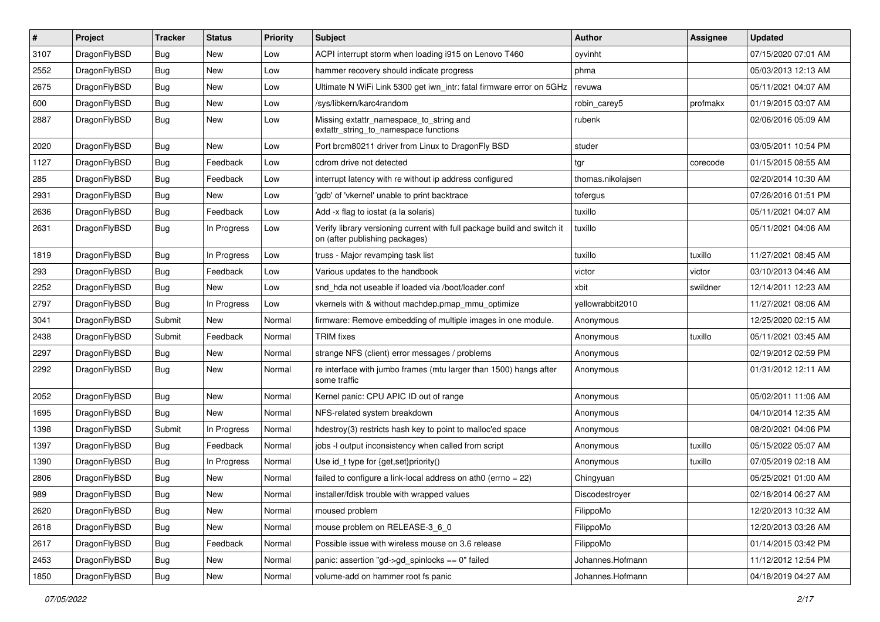| # | Project | Tracker | Status | Priority | Subject | Author | Assignee | Updated |
|---|---|---|---|---|---|---|---|---|
| 3107 | DragonFlyBSD | Bug | New | Low | ACPI interrupt storm when loading i915 on Lenovo T460 | oyvinht | | 07/15/2020 07:01 AM |
| 2552 | DragonFlyBSD | Bug | New | Low | hammer recovery should indicate progress | phma | | 05/03/2013 12:13 AM |
| 2675 | DragonFlyBSD | Bug | New | Low | Ultimate N WiFi Link 5300 get iwn_intr: fatal firmware error on 5GHz | revuwa | | 05/11/2021 04:07 AM |
| 600 | DragonFlyBSD | Bug | New | Low | /sys/libkern/karc4random | robin_carey5 | profmakx | 01/19/2015 03:07 AM |
| 2887 | DragonFlyBSD | Bug | New | Low | Missing extattr_namespace_to_string and extattr_string_to_namespace functions | rubenk | | 02/06/2016 05:09 AM |
| 2020 | DragonFlyBSD | Bug | New | Low | Port brcm80211 driver from Linux to DragonFly BSD | studer | | 03/05/2011 10:54 PM |
| 1127 | DragonFlyBSD | Bug | Feedback | Low | cdrom drive not detected | tgr | corecode | 01/15/2015 08:55 AM |
| 285 | DragonFlyBSD | Bug | Feedback | Low | interrupt latency with re without ip address configured | thomas.nikolajsen | | 02/20/2014 10:30 AM |
| 2931 | DragonFlyBSD | Bug | New | Low | 'gdb' of 'vkernel' unable to print backtrace | tofergus | | 07/26/2016 01:51 PM |
| 2636 | DragonFlyBSD | Bug | Feedback | Low | Add -x flag to iostat (a la solaris) | tuxillo | | 05/11/2021 04:07 AM |
| 2631 | DragonFlyBSD | Bug | In Progress | Low | Verify library versioning current with full package build and switch it on (after publishing packages) | tuxillo | | 05/11/2021 04:06 AM |
| 1819 | DragonFlyBSD | Bug | In Progress | Low | truss - Major revamping task list | tuxillo | tuxillo | 11/27/2021 08:45 AM |
| 293 | DragonFlyBSD | Bug | Feedback | Low | Various updates to the handbook | victor | victor | 03/10/2013 04:46 AM |
| 2252 | DragonFlyBSD | Bug | New | Low | snd_hda not useable if loaded via /boot/loader.conf | xbit | swildner | 12/14/2011 12:23 AM |
| 2797 | DragonFlyBSD | Bug | In Progress | Low | vkernels with & without machdep.pmap_mmu_optimize | yellowrabbit2010 | | 11/27/2021 08:06 AM |
| 3041 | DragonFlyBSD | Submit | New | Normal | firmware: Remove embedding of multiple images in one module. | Anonymous | | 12/25/2020 02:15 AM |
| 2438 | DragonFlyBSD | Submit | Feedback | Normal | TRIM fixes | Anonymous | tuxillo | 05/11/2021 03:45 AM |
| 2297 | DragonFlyBSD | Bug | New | Normal | strange NFS (client) error messages / problems | Anonymous | | 02/19/2012 02:59 PM |
| 2292 | DragonFlyBSD | Bug | New | Normal | re interface with jumbo frames (mtu larger than 1500) hangs after some traffic | Anonymous | | 01/31/2012 12:11 AM |
| 2052 | DragonFlyBSD | Bug | New | Normal | Kernel panic: CPU APIC ID out of range | Anonymous | | 05/02/2011 11:06 AM |
| 1695 | DragonFlyBSD | Bug | New | Normal | NFS-related system breakdown | Anonymous | | 04/10/2014 12:35 AM |
| 1398 | DragonFlyBSD | Submit | In Progress | Normal | hdestroy(3) restricts hash key to point to malloc'ed space | Anonymous | | 08/20/2021 04:06 PM |
| 1397 | DragonFlyBSD | Bug | Feedback | Normal | jobs -l output inconsistency when called from script | Anonymous | tuxillo | 05/15/2022 05:07 AM |
| 1390 | DragonFlyBSD | Bug | In Progress | Normal | Use id_t type for {get,set}priority() | Anonymous | tuxillo | 07/05/2019 02:18 AM |
| 2806 | DragonFlyBSD | Bug | New | Normal | failed to configure a link-local address on ath0 (errno = 22) | Chingyuan | | 05/25/2021 01:00 AM |
| 989 | DragonFlyBSD | Bug | New | Normal | installer/fdisk trouble with wrapped values | Discodestroyer | | 02/18/2014 06:27 AM |
| 2620 | DragonFlyBSD | Bug | New | Normal | moused problem | FilippoMo | | 12/20/2013 10:32 AM |
| 2618 | DragonFlyBSD | Bug | New | Normal | mouse problem on RELEASE-3_6_0 | FilippoMo | | 12/20/2013 03:26 AM |
| 2617 | DragonFlyBSD | Bug | Feedback | Normal | Possible issue with wireless mouse on 3.6 release | FilippoMo | | 01/14/2015 03:42 PM |
| 2453 | DragonFlyBSD | Bug | New | Normal | panic: assertion "gd->gd_spinlocks == 0" failed | Johannes.Hofmann | | 11/12/2012 12:54 PM |
| 1850 | DragonFlyBSD | Bug | New | Normal | volume-add on hammer root fs panic | Johannes.Hofmann | | 04/18/2019 04:27 AM |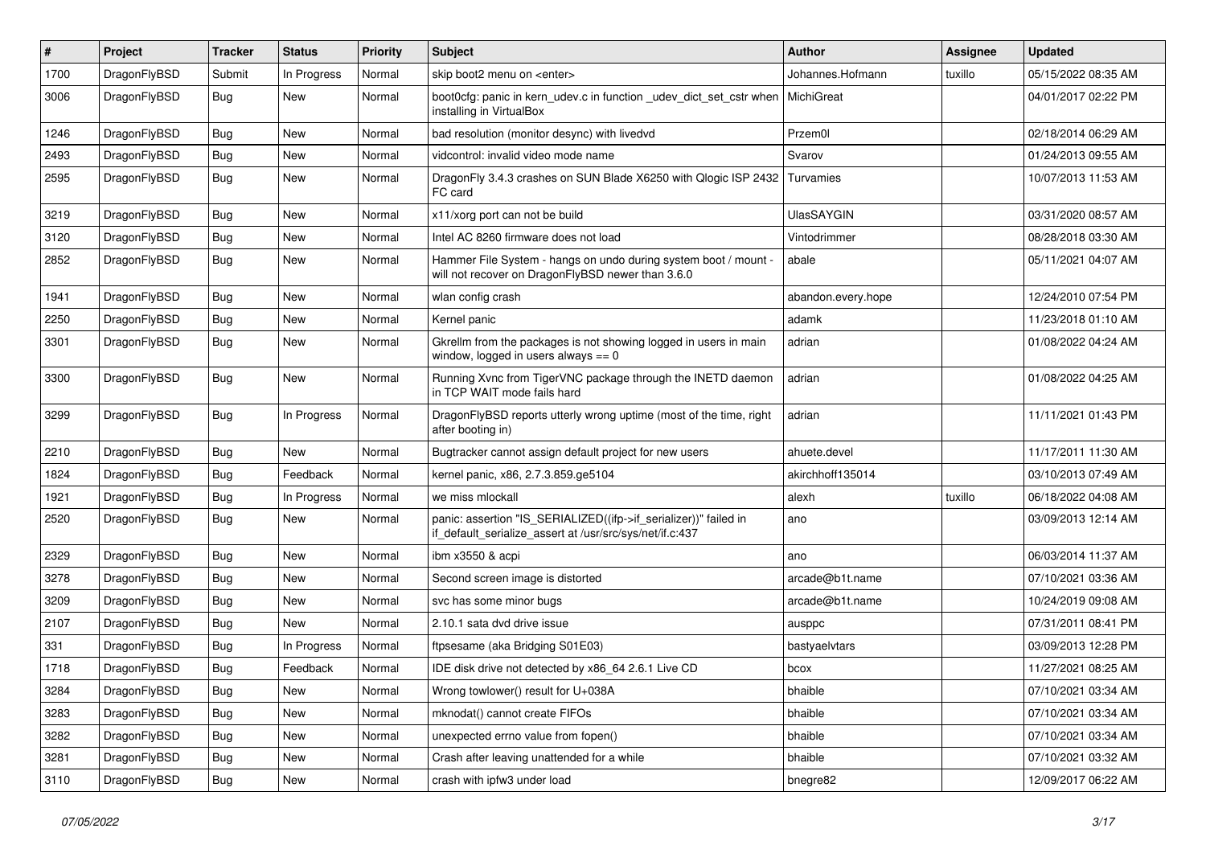| # | Project | Tracker | Status | Priority | Subject | Author | Assignee | Updated |
|---|---|---|---|---|---|---|---|---|
| 1700 | DragonFlyBSD | Submit | In Progress | Normal | skip boot2 menu on <enter> | Johannes.Hofmann | tuxillo | 05/15/2022 08:35 AM |
| 3006 | DragonFlyBSD | Bug | New | Normal | boot0cfg: panic in kern_udev.c in function _udev_dict_set_cstr when installing in VirtualBox | MichiGreat | | 04/01/2017 02:22 PM |
| 1246 | DragonFlyBSD | Bug | New | Normal | bad resolution (monitor desync) with livedvd | Przem0l | | 02/18/2014 06:29 AM |
| 2493 | DragonFlyBSD | Bug | New | Normal | vidcontrol: invalid video mode name | Svarov | | 01/24/2013 09:55 AM |
| 2595 | DragonFlyBSD | Bug | New | Normal | DragonFly 3.4.3 crashes on SUN Blade X6250 with Qlogic ISP 2432 FC card | Turvamies | | 10/07/2013 11:53 AM |
| 3219 | DragonFlyBSD | Bug | New | Normal | x11/xorg port can not be build | UlasSAYGIN | | 03/31/2020 08:57 AM |
| 3120 | DragonFlyBSD | Bug | New | Normal | Intel AC 8260 firmware does not load | Vintodrimmer | | 08/28/2018 03:30 AM |
| 2852 | DragonFlyBSD | Bug | New | Normal | Hammer File System - hangs on undo during system boot / mount - will not recover on DragonFlyBSD newer than 3.6.0 | abale | | 05/11/2021 04:07 AM |
| 1941 | DragonFlyBSD | Bug | New | Normal | wlan config crash | abandon.every.hope | | 12/24/2010 07:54 PM |
| 2250 | DragonFlyBSD | Bug | New | Normal | Kernel panic | adamk | | 11/23/2018 01:10 AM |
| 3301 | DragonFlyBSD | Bug | New | Normal | Gkrellm from the packages is not showing logged in users in main window, logged in users always == 0 | adrian | | 01/08/2022 04:24 AM |
| 3300 | DragonFlyBSD | Bug | New | Normal | Running Xvnc from TigerVNC package through the INETD daemon in TCP WAIT mode fails hard | adrian | | 01/08/2022 04:25 AM |
| 3299 | DragonFlyBSD | Bug | In Progress | Normal | DragonFlyBSD reports utterly wrong uptime (most of the time, right after booting in) | adrian | | 11/11/2021 01:43 PM |
| 2210 | DragonFlyBSD | Bug | New | Normal | Bugtracker cannot assign default project for new users | ahuete.devel | | 11/17/2011 11:30 AM |
| 1824 | DragonFlyBSD | Bug | Feedback | Normal | kernel panic, x86, 2.7.3.859.ge5104 | akirchhoff135014 | | 03/10/2013 07:49 AM |
| 1921 | DragonFlyBSD | Bug | In Progress | Normal | we miss mlockall | alexh | tuxillo | 06/18/2022 04:08 AM |
| 2520 | DragonFlyBSD | Bug | New | Normal | panic: assertion "IS_SERIALIZED((ifp->if_serializer))" failed in if_default_serialize_assert at /usr/src/sys/net/if.c:437 | ano | | 03/09/2013 12:14 AM |
| 2329 | DragonFlyBSD | Bug | New | Normal | ibm x3550 & acpi | ano | | 06/03/2014 11:37 AM |
| 3278 | DragonFlyBSD | Bug | New | Normal | Second screen image is distorted | arcade@b1t.name | | 07/10/2021 03:36 AM |
| 3209 | DragonFlyBSD | Bug | New | Normal | svc has some minor bugs | arcade@b1t.name | | 10/24/2019 09:08 AM |
| 2107 | DragonFlyBSD | Bug | New | Normal | 2.10.1 sata dvd drive issue | ausppc | | 07/31/2011 08:41 PM |
| 331 | DragonFlyBSD | Bug | In Progress | Normal | ftpsesame (aka Bridging S01E03) | bastyaelvtars | | 03/09/2013 12:28 PM |
| 1718 | DragonFlyBSD | Bug | Feedback | Normal | IDE disk drive not detected by x86_64 2.6.1 Live CD | bcox | | 11/27/2021 08:25 AM |
| 3284 | DragonFlyBSD | Bug | New | Normal | Wrong towlower() result for U+038A | bhaible | | 07/10/2021 03:34 AM |
| 3283 | DragonFlyBSD | Bug | New | Normal | mknodat() cannot create FIFOs | bhaible | | 07/10/2021 03:34 AM |
| 3282 | DragonFlyBSD | Bug | New | Normal | unexpected errno value from fopen() | bhaible | | 07/10/2021 03:34 AM |
| 3281 | DragonFlyBSD | Bug | New | Normal | Crash after leaving unattended for a while | bhaible | | 07/10/2021 03:32 AM |
| 3110 | DragonFlyBSD | Bug | New | Normal | crash with ipfw3 under load | bnegre82 | | 12/09/2017 06:22 AM |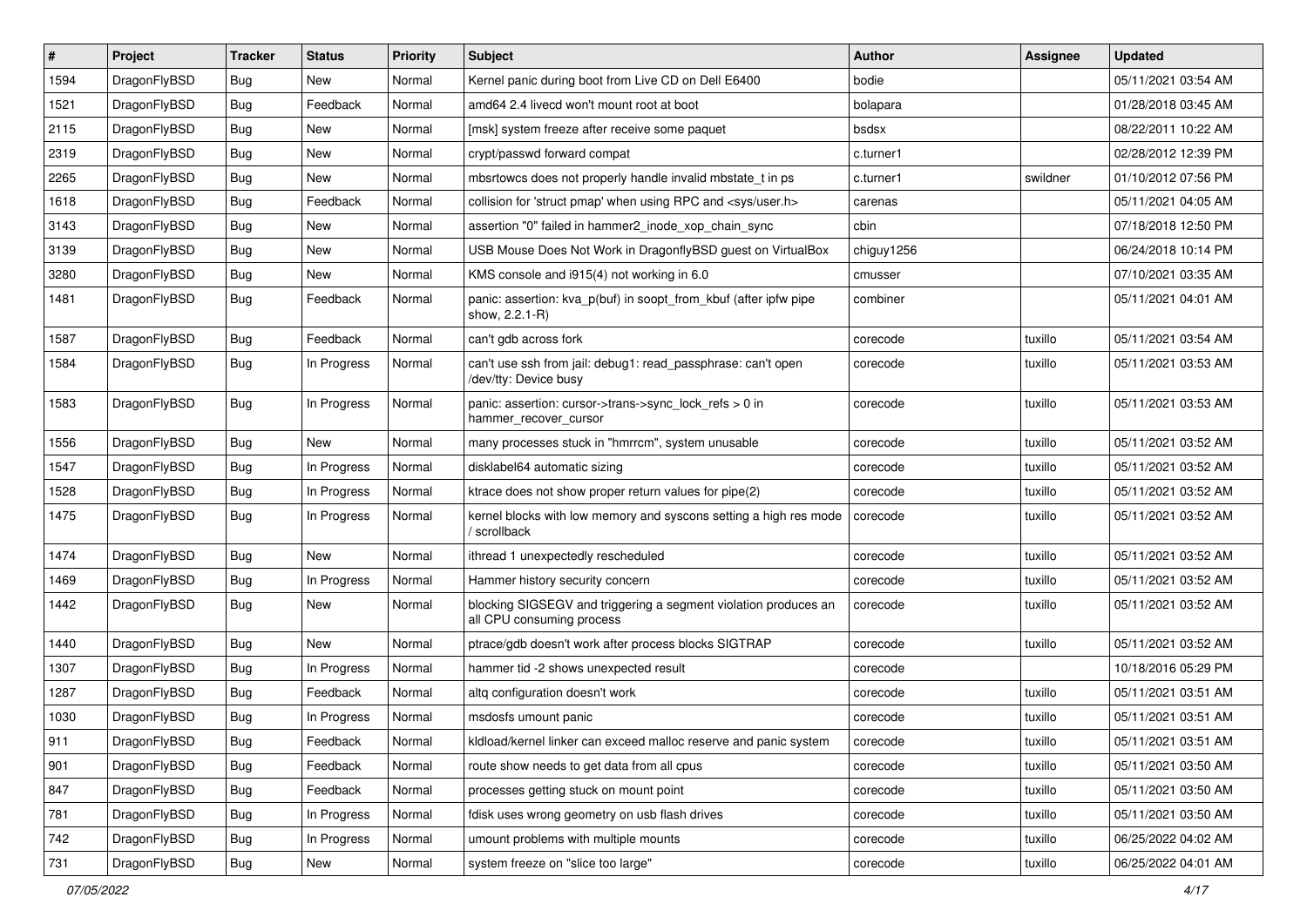| # | Project | Tracker | Status | Priority | Subject | Author | Assignee | Updated |
|---|---|---|---|---|---|---|---|---|
| 1594 | DragonFlyBSD | Bug | New | Normal | Kernel panic during boot from Live CD on Dell E6400 | bodie | | 05/11/2021 03:54 AM |
| 1521 | DragonFlyBSD | Bug | Feedback | Normal | amd64 2.4 livecd won't mount root at boot | bolapara | | 01/28/2018 03:45 AM |
| 2115 | DragonFlyBSD | Bug | New | Normal | [msk] system freeze after receive some paquet | bsdsx | | 08/22/2011 10:22 AM |
| 2319 | DragonFlyBSD | Bug | New | Normal | crypt/passwd forward compat | c.turner1 | | 02/28/2012 12:39 PM |
| 2265 | DragonFlyBSD | Bug | New | Normal | mbsrtowcs does not properly handle invalid mbstate_t in ps | c.turner1 | swildner | 01/10/2012 07:56 PM |
| 1618 | DragonFlyBSD | Bug | Feedback | Normal | collision for 'struct pmap' when using RPC and <sys/user.h> | carenas | | 05/11/2021 04:05 AM |
| 3143 | DragonFlyBSD | Bug | New | Normal | assertion "0" failed in hammer2_inode_xop_chain_sync | cbin | | 07/18/2018 12:50 PM |
| 3139 | DragonFlyBSD | Bug | New | Normal | USB Mouse Does Not Work in DragonflyBSD guest on VirtualBox | chiguy1256 | | 06/24/2018 10:14 PM |
| 3280 | DragonFlyBSD | Bug | New | Normal | KMS console and i915(4) not working in 6.0 | cmusser | | 07/10/2021 03:35 AM |
| 1481 | DragonFlyBSD | Bug | Feedback | Normal | panic: assertion: kva_p(buf) in soopt_from_kbuf (after ipfw pipe show, 2.2.1-R) | combiner | | 05/11/2021 04:01 AM |
| 1587 | DragonFlyBSD | Bug | Feedback | Normal | can't gdb across fork | corecode | tuxillo | 05/11/2021 03:54 AM |
| 1584 | DragonFlyBSD | Bug | In Progress | Normal | can't use ssh from jail: debug1: read_passphrase: can't open /dev/tty: Device busy | corecode | tuxillo | 05/11/2021 03:53 AM |
| 1583 | DragonFlyBSD | Bug | In Progress | Normal | panic: assertion: cursor->trans->sync_lock_refs > 0 in hammer_recover_cursor | corecode | tuxillo | 05/11/2021 03:53 AM |
| 1556 | DragonFlyBSD | Bug | New | Normal | many processes stuck in "hmrrcm", system unusable | corecode | tuxillo | 05/11/2021 03:52 AM |
| 1547 | DragonFlyBSD | Bug | In Progress | Normal | disklabel64 automatic sizing | corecode | tuxillo | 05/11/2021 03:52 AM |
| 1528 | DragonFlyBSD | Bug | In Progress | Normal | ktrace does not show proper return values for pipe(2) | corecode | tuxillo | 05/11/2021 03:52 AM |
| 1475 | DragonFlyBSD | Bug | In Progress | Normal | kernel blocks with low memory and syscons setting a high res mode / scrollback | corecode | tuxillo | 05/11/2021 03:52 AM |
| 1474 | DragonFlyBSD | Bug | New | Normal | ithread 1 unexpectedly rescheduled | corecode | tuxillo | 05/11/2021 03:52 AM |
| 1469 | DragonFlyBSD | Bug | In Progress | Normal | Hammer history security concern | corecode | tuxillo | 05/11/2021 03:52 AM |
| 1442 | DragonFlyBSD | Bug | New | Normal | blocking SIGSEGV and triggering a segment violation produces an all CPU consuming process | corecode | tuxillo | 05/11/2021 03:52 AM |
| 1440 | DragonFlyBSD | Bug | New | Normal | ptrace/gdb doesn't work after process blocks SIGTRAP | corecode | tuxillo | 05/11/2021 03:52 AM |
| 1307 | DragonFlyBSD | Bug | In Progress | Normal | hammer tid -2 shows unexpected result | corecode | | 10/18/2016 05:29 PM |
| 1287 | DragonFlyBSD | Bug | Feedback | Normal | altq configuration doesn't work | corecode | tuxillo | 05/11/2021 03:51 AM |
| 1030 | DragonFlyBSD | Bug | In Progress | Normal | msdosfs umount panic | corecode | tuxillo | 05/11/2021 03:51 AM |
| 911 | DragonFlyBSD | Bug | Feedback | Normal | kldload/kernel linker can exceed malloc reserve and panic system | corecode | tuxillo | 05/11/2021 03:51 AM |
| 901 | DragonFlyBSD | Bug | Feedback | Normal | route show needs to get data from all cpus | corecode | tuxillo | 05/11/2021 03:50 AM |
| 847 | DragonFlyBSD | Bug | Feedback | Normal | processes getting stuck on mount point | corecode | tuxillo | 05/11/2021 03:50 AM |
| 781 | DragonFlyBSD | Bug | In Progress | Normal | fdisk uses wrong geometry on usb flash drives | corecode | tuxillo | 05/11/2021 03:50 AM |
| 742 | DragonFlyBSD | Bug | In Progress | Normal | umount problems with multiple mounts | corecode | tuxillo | 06/25/2022 04:02 AM |
| 731 | DragonFlyBSD | Bug | New | Normal | system freeze on "slice too large" | corecode | tuxillo | 06/25/2022 04:01 AM |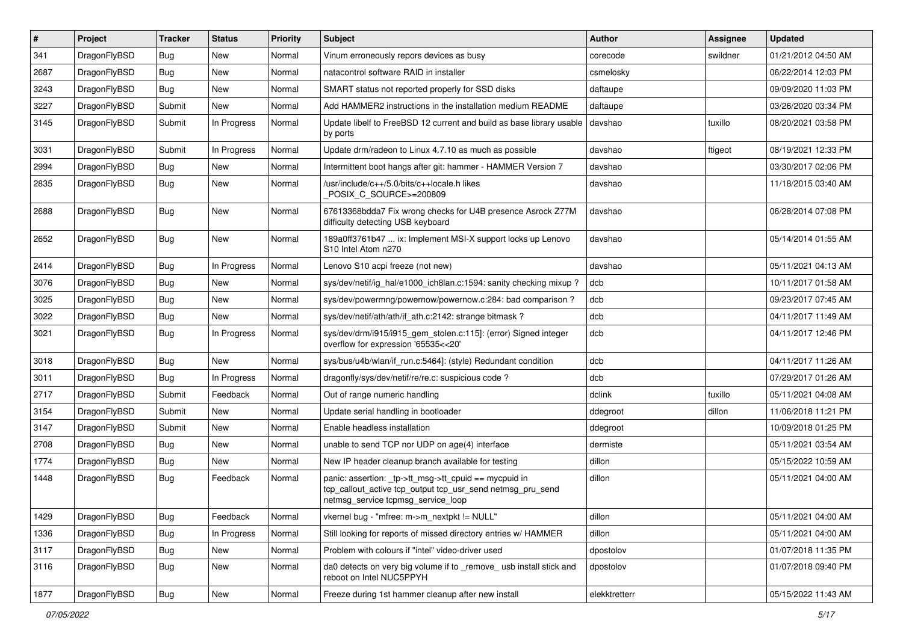| # | Project | Tracker | Status | Priority | Subject | Author | Assignee | Updated |
|---|---|---|---|---|---|---|---|---|
| 341 | DragonFlyBSD | Bug | New | Normal | Vinum erroneously repors devices as busy | corecode | swildner | 01/21/2012 04:50 AM |
| 2687 | DragonFlyBSD | Bug | New | Normal | natacontrol software RAID in installer | csmelosky | | 06/22/2014 12:03 PM |
| 3243 | DragonFlyBSD | Bug | New | Normal | SMART status not reported properly for SSD disks | daftaupe | | 09/09/2020 11:03 PM |
| 3227 | DragonFlyBSD | Submit | New | Normal | Add HAMMER2 instructions in the installation medium README | daftaupe | | 03/26/2020 03:34 PM |
| 3145 | DragonFlyBSD | Submit | In Progress | Normal | Update libelf to FreeBSD 12 current and build as base library usable by ports | davshao | tuxillo | 08/20/2021 03:58 PM |
| 3031 | DragonFlyBSD | Submit | In Progress | Normal | Update drm/radeon to Linux 4.7.10 as much as possible | davshao | ftigeot | 08/19/2021 12:33 PM |
| 2994 | DragonFlyBSD | Bug | New | Normal | Intermittent boot hangs after git: hammer - HAMMER Version 7 | davshao | | 03/30/2017 02:06 PM |
| 2835 | DragonFlyBSD | Bug | New | Normal | /usr/include/c++/5.0/bits/c++locale.h likes _POSIX_C_SOURCE>=200809 | davshao | | 11/18/2015 03:40 AM |
| 2688 | DragonFlyBSD | Bug | New | Normal | 67613368bdda7 Fix wrong checks for U4B presence Asrock Z77M difficulty detecting USB keyboard | davshao | | 06/28/2014 07:08 PM |
| 2652 | DragonFlyBSD | Bug | New | Normal | 189a0ff3761b47 ... ix: Implement MSI-X support locks up Lenovo S10 Intel Atom n270 | davshao | | 05/14/2014 01:55 AM |
| 2414 | DragonFlyBSD | Bug | In Progress | Normal | Lenovo S10 acpi freeze (not new) | davshao | | 05/11/2021 04:13 AM |
| 3076 | DragonFlyBSD | Bug | New | Normal | sys/dev/netif/ig_hal/e1000_ich8lan.c:1594: sanity checking mixup ? | dcb | | 10/11/2017 01:58 AM |
| 3025 | DragonFlyBSD | Bug | New | Normal | sys/dev/powermng/powernow/powernow.c:284: bad comparison ? | dcb | | 09/23/2017 07:45 AM |
| 3022 | DragonFlyBSD | Bug | New | Normal | sys/dev/netif/ath/ath/if_ath.c:2142: strange bitmask ? | dcb | | 04/11/2017 11:49 AM |
| 3021 | DragonFlyBSD | Bug | In Progress | Normal | sys/dev/drm/i915/i915_gem_stolen.c:115]: (error) Signed integer overflow for expression '65535<<20' | dcb | | 04/11/2017 12:46 PM |
| 3018 | DragonFlyBSD | Bug | New | Normal | sys/bus/u4b/wlan/if_run.c:5464]: (style) Redundant condition | dcb | | 04/11/2017 11:26 AM |
| 3011 | DragonFlyBSD | Bug | In Progress | Normal | dragonfly/sys/dev/netif/re/re.c: suspicious code ? | dcb | | 07/29/2017 01:26 AM |
| 2717 | DragonFlyBSD | Submit | Feedback | Normal | Out of range numeric handling | dclink | tuxillo | 05/11/2021 04:08 AM |
| 3154 | DragonFlyBSD | Submit | New | Normal | Update serial handling in bootloader | ddegroot | dillon | 11/06/2018 11:21 PM |
| 3147 | DragonFlyBSD | Submit | New | Normal | Enable headless installation | ddegroot | | 10/09/2018 01:25 PM |
| 2708 | DragonFlyBSD | Bug | New | Normal | unable to send TCP nor UDP on age(4) interface | dermiste | | 05/11/2021 03:54 AM |
| 1774 | DragonFlyBSD | Bug | New | Normal | New IP header cleanup branch available for testing | dillon | | 05/15/2022 10:59 AM |
| 1448 | DragonFlyBSD | Bug | Feedback | Normal | panic: assertion: _tp->tt_msg->tt_cpuid == mycpuid in tcp_callout_active tcp_output tcp_usr_send netmsg_pru_send netmsg_service tcpmsg_service_loop | dillon | | 05/11/2021 04:00 AM |
| 1429 | DragonFlyBSD | Bug | Feedback | Normal | vkernel bug - "mfree: m->m_nextpkt != NULL" | dillon | | 05/11/2021 04:00 AM |
| 1336 | DragonFlyBSD | Bug | In Progress | Normal | Still looking for reports of missed directory entries w/ HAMMER | dillon | | 05/11/2021 04:00 AM |
| 3117 | DragonFlyBSD | Bug | New | Normal | Problem with colours if "intel" video-driver used | dpostolov | | 01/07/2018 11:35 PM |
| 3116 | DragonFlyBSD | Bug | New | Normal | da0 detects on very big volume if to _remove_ usb install stick and reboot on Intel NUC5PPYH | dpostolov | | 01/07/2018 09:40 PM |
| 1877 | DragonFlyBSD | Bug | New | Normal | Freeze during 1st hammer cleanup after new install | elekktretterr | | 05/15/2022 11:43 AM |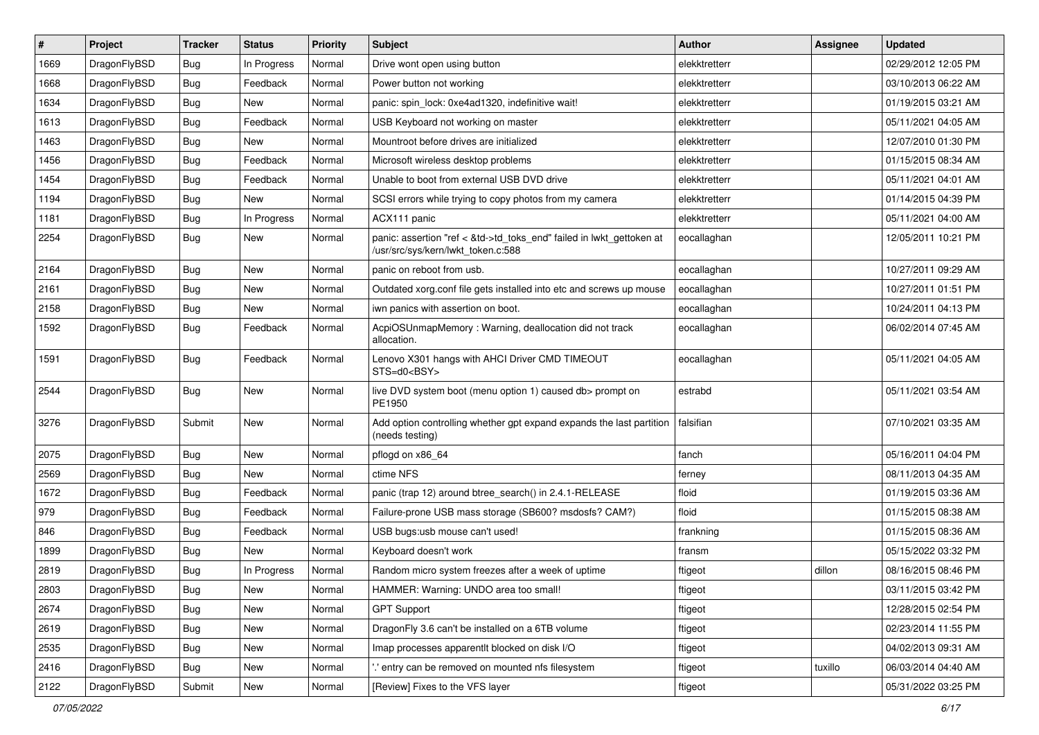| # | Project | Tracker | Status | Priority | Subject | Author | Assignee | Updated |
|---|---|---|---|---|---|---|---|---|
| 1669 | DragonFlyBSD | Bug | In Progress | Normal | Drive wont open using button | elekktretterr | | 02/29/2012 12:05 PM |
| 1668 | DragonFlyBSD | Bug | Feedback | Normal | Power button not working | elekktretterr | | 03/10/2013 06:22 AM |
| 1634 | DragonFlyBSD | Bug | New | Normal | panic: spin_lock: 0xe4ad1320, indefinitive wait! | elekktretterr | | 01/19/2015 03:21 AM |
| 1613 | DragonFlyBSD | Bug | Feedback | Normal | USB Keyboard not working on master | elekktretterr | | 05/11/2021 04:05 AM |
| 1463 | DragonFlyBSD | Bug | New | Normal | Mountroot before drives are initialized | elekktretterr | | 12/07/2010 01:30 PM |
| 1456 | DragonFlyBSD | Bug | Feedback | Normal | Microsoft wireless desktop problems | elekktretterr | | 01/15/2015 08:34 AM |
| 1454 | DragonFlyBSD | Bug | Feedback | Normal | Unable to boot from external USB DVD drive | elekktretterr | | 05/11/2021 04:01 AM |
| 1194 | DragonFlyBSD | Bug | New | Normal | SCSI errors while trying to copy photos from my camera | elekktretterr | | 01/14/2015 04:39 PM |
| 1181 | DragonFlyBSD | Bug | In Progress | Normal | ACX111 panic | elekktretterr | | 05/11/2021 04:00 AM |
| 2254 | DragonFlyBSD | Bug | New | Normal | panic: assertion "ref < &td->td_toks_end" failed in lwkt_gettoken at /usr/src/sys/kern/lwkt_token.c:588 | eocallaghan | | 12/05/2011 10:21 PM |
| 2164 | DragonFlyBSD | Bug | New | Normal | panic on reboot from usb. | eocallaghan | | 10/27/2011 09:29 AM |
| 2161 | DragonFlyBSD | Bug | New | Normal | Outdated xorg.conf file gets installed into etc and screws up mouse | eocallaghan | | 10/27/2011 01:51 PM |
| 2158 | DragonFlyBSD | Bug | New | Normal | iwn panics with assertion on boot. | eocallaghan | | 10/24/2011 04:13 PM |
| 1592 | DragonFlyBSD | Bug | Feedback | Normal | AcpiOSUnmapMemory : Warning, deallocation did not track allocation. | eocallaghan | | 06/02/2014 07:45 AM |
| 1591 | DragonFlyBSD | Bug | Feedback | Normal | Lenovo X301 hangs with AHCI Driver CMD TIMEOUT STS=d0<BSY> | eocallaghan | | 05/11/2021 04:05 AM |
| 2544 | DragonFlyBSD | Bug | New | Normal | live DVD system boot (menu option 1) caused db> prompt on PE1950 | estrabd | | 05/11/2021 03:54 AM |
| 3276 | DragonFlyBSD | Submit | New | Normal | Add option controlling whether gpt expand expands the last partition (needs testing) | falsifian | | 07/10/2021 03:35 AM |
| 2075 | DragonFlyBSD | Bug | New | Normal | pflogd on x86_64 | fanch | | 05/16/2011 04:04 PM |
| 2569 | DragonFlyBSD | Bug | New | Normal | ctime NFS | ferney | | 08/11/2013 04:35 AM |
| 1672 | DragonFlyBSD | Bug | Feedback | Normal | panic (trap 12) around btree_search() in 2.4.1-RELEASE | floid | | 01/19/2015 03:36 AM |
| 979 | DragonFlyBSD | Bug | Feedback | Normal | Failure-prone USB mass storage (SB600? msdosfs? CAM?) | floid | | 01/15/2015 08:38 AM |
| 846 | DragonFlyBSD | Bug | Feedback | Normal | USB bugs:usb mouse can't used! | frankning | | 01/15/2015 08:36 AM |
| 1899 | DragonFlyBSD | Bug | New | Normal | Keyboard doesn't work | fransm | | 05/15/2022 03:32 PM |
| 2819 | DragonFlyBSD | Bug | In Progress | Normal | Random micro system freezes after a week of uptime | ftigeot | dillon | 08/16/2015 08:46 PM |
| 2803 | DragonFlyBSD | Bug | New | Normal | HAMMER: Warning: UNDO area too small! | ftigeot | | 03/11/2015 03:42 PM |
| 2674 | DragonFlyBSD | Bug | New | Normal | GPT Support | ftigeot | | 12/28/2015 02:54 PM |
| 2619 | DragonFlyBSD | Bug | New | Normal | DragonFly 3.6 can't be installed on a 6TB volume | ftigeot | | 02/23/2014 11:55 PM |
| 2535 | DragonFlyBSD | Bug | New | Normal | Imap processes apparentlt blocked on disk I/O | ftigeot | | 04/02/2013 09:31 AM |
| 2416 | DragonFlyBSD | Bug | New | Normal | '.' entry can be removed on mounted nfs filesystem | ftigeot | tuxillo | 06/03/2014 04:40 AM |
| 2122 | DragonFlyBSD | Submit | New | Normal | [Review] Fixes to the VFS layer | ftigeot | | 05/31/2022 03:25 PM |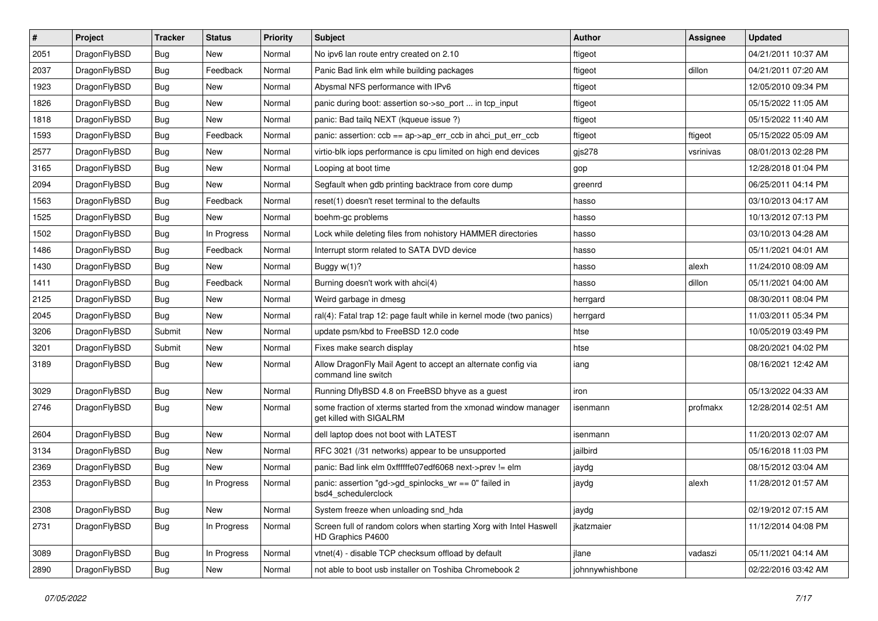| # | Project | Tracker | Status | Priority | Subject | Author | Assignee | Updated |
|---|---|---|---|---|---|---|---|---|
| 2051 | DragonFlyBSD | Bug | New | Normal | No ipv6 lan route entry created on 2.10 | ftigeot | | 04/21/2011 10:37 AM |
| 2037 | DragonFlyBSD | Bug | Feedback | Normal | Panic Bad link elm while building packages | ftigeot | dillon | 04/21/2011 07:20 AM |
| 1923 | DragonFlyBSD | Bug | New | Normal | Abysmal NFS performance with IPv6 | ftigeot | | 12/05/2010 09:34 PM |
| 1826 | DragonFlyBSD | Bug | New | Normal | panic during boot: assertion so->so_port ... in tcp_input | ftigeot | | 05/15/2022 11:05 AM |
| 1818 | DragonFlyBSD | Bug | New | Normal | panic: Bad tailq NEXT (kqueue issue ?) | ftigeot | | 05/15/2022 11:40 AM |
| 1593 | DragonFlyBSD | Bug | Feedback | Normal | panic: assertion: ccb == ap->ap_err_ccb in ahci_put_err_ccb | ftigeot | ftigeot | 05/15/2022 05:09 AM |
| 2577 | DragonFlyBSD | Bug | New | Normal | virtio-blk iops performance is cpu limited on high end devices | gjs278 | vsrinivas | 08/01/2013 02:28 PM |
| 3165 | DragonFlyBSD | Bug | New | Normal | Looping at boot time | gop | | 12/28/2018 01:04 PM |
| 2094 | DragonFlyBSD | Bug | New | Normal | Segfault when gdb printing backtrace from core dump | greenrd | | 06/25/2011 04:14 PM |
| 1563 | DragonFlyBSD | Bug | Feedback | Normal | reset(1) doesn't reset terminal to the defaults | hasso | | 03/10/2013 04:17 AM |
| 1525 | DragonFlyBSD | Bug | New | Normal | boehm-gc problems | hasso | | 10/13/2012 07:13 PM |
| 1502 | DragonFlyBSD | Bug | In Progress | Normal | Lock while deleting files from nohistory HAMMER directories | hasso | | 03/10/2013 04:28 AM |
| 1486 | DragonFlyBSD | Bug | Feedback | Normal | Interrupt storm related to SATA DVD device | hasso | | 05/11/2021 04:01 AM |
| 1430 | DragonFlyBSD | Bug | New | Normal | Buggy w(1)? | hasso | alexh | 11/24/2010 08:09 AM |
| 1411 | DragonFlyBSD | Bug | Feedback | Normal | Burning doesn't work with ahci(4) | hasso | dillon | 05/11/2021 04:00 AM |
| 2125 | DragonFlyBSD | Bug | New | Normal | Weird garbage in dmesg | herrgard | | 08/30/2011 08:04 PM |
| 2045 | DragonFlyBSD | Bug | New | Normal | ral(4): Fatal trap 12: page fault while in kernel mode (two panics) | herrgard | | 11/03/2011 05:34 PM |
| 3206 | DragonFlyBSD | Submit | New | Normal | update psm/kbd to FreeBSD 12.0 code | htse | | 10/05/2019 03:49 PM |
| 3201 | DragonFlyBSD | Submit | New | Normal | Fixes make search display | htse | | 08/20/2021 04:02 PM |
| 3189 | DragonFlyBSD | Bug | New | Normal | Allow DragonFly Mail Agent to accept an alternate config via command line switch | iang | | 08/16/2021 12:42 AM |
| 3029 | DragonFlyBSD | Bug | New | Normal | Running DflyBSD 4.8 on FreeBSD bhyve as a guest | iron | | 05/13/2022 04:33 AM |
| 2746 | DragonFlyBSD | Bug | New | Normal | some fraction of xterms started from the xmonad window manager get killed with SIGALRM | isenmann | profmakx | 12/28/2014 02:51 AM |
| 2604 | DragonFlyBSD | Bug | New | Normal | dell laptop does not boot with LATEST | isenmann | | 11/20/2013 02:07 AM |
| 3134 | DragonFlyBSD | Bug | New | Normal | RFC 3021 (/31 networks) appear to be unsupported | jailbird | | 05/16/2018 11:03 PM |
| 2369 | DragonFlyBSD | Bug | New | Normal | panic: Bad link elm 0xffffffe07edf6068 next->prev != elm | jaydg | | 08/15/2012 03:04 AM |
| 2353 | DragonFlyBSD | Bug | In Progress | Normal | panic: assertion "gd->gd_spinlocks_wr == 0" failed in bsd4_schedulerclock | jaydg | alexh | 11/28/2012 01:57 AM |
| 2308 | DragonFlyBSD | Bug | New | Normal | System freeze when unloading snd_hda | jaydg | | 02/19/2012 07:15 AM |
| 2731 | DragonFlyBSD | Bug | In Progress | Normal | Screen full of random colors when starting Xorg with Intel Haswell HD Graphics P4600 | jkatzmaier | | 11/12/2014 04:08 PM |
| 3089 | DragonFlyBSD | Bug | In Progress | Normal | vtnet(4) - disable TCP checksum offload by default | jlane | vadaszi | 05/11/2021 04:14 AM |
| 2890 | DragonFlyBSD | Bug | New | Normal | not able to boot usb installer on Toshiba Chromebook 2 | johnnywhishbone | | 02/22/2016 03:42 AM |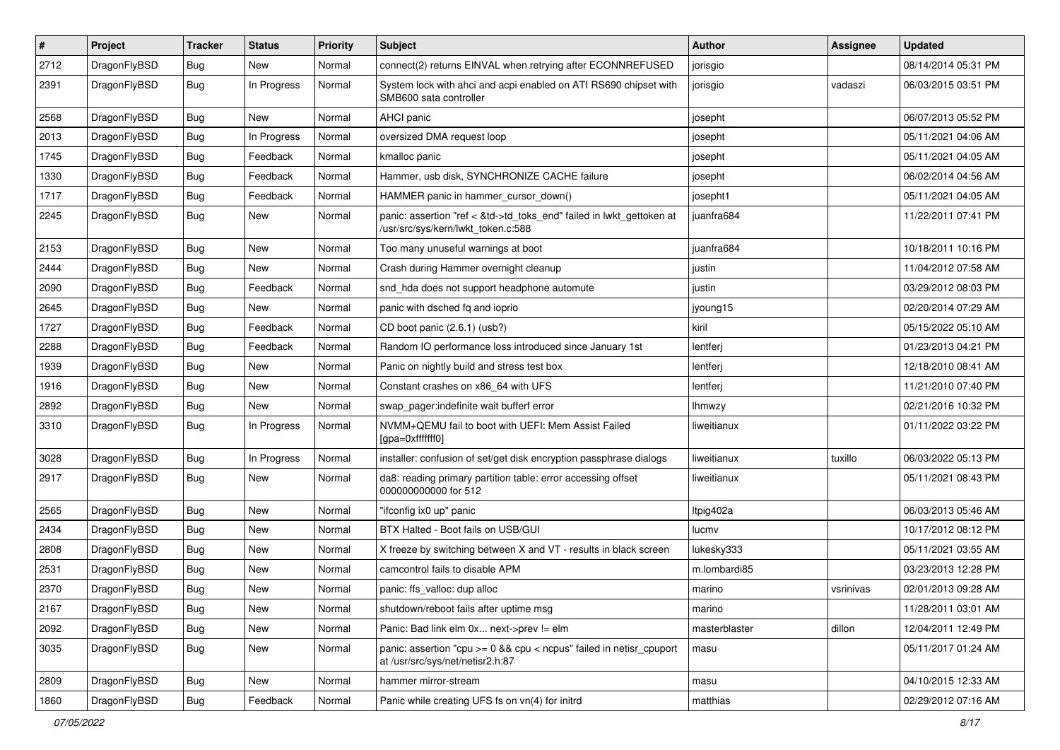| # | Project | Tracker | Status | Priority | Subject | Author | Assignee | Updated |
| --- | --- | --- | --- | --- | --- | --- | --- | --- |
| 2712 | DragonFlyBSD | Bug | New | Normal | connect(2) returns EINVAL when retrying after ECONNREFUSED | jorisgio | | 08/14/2014 05:31 PM |
| 2391 | DragonFlyBSD | Bug | In Progress | Normal | System lock with ahci and acpi enabled on ATI RS690 chipset with SMB600 sata controller | jorisgio | vadaszi | 06/03/2015 03:51 PM |
| 2568 | DragonFlyBSD | Bug | New | Normal | AHCI panic | josepht | | 06/07/2013 05:52 PM |
| 2013 | DragonFlyBSD | Bug | In Progress | Normal | oversized DMA request loop | josepht | | 05/11/2021 04:06 AM |
| 1745 | DragonFlyBSD | Bug | Feedback | Normal | kmalloc panic | josepht | | 05/11/2021 04:05 AM |
| 1330 | DragonFlyBSD | Bug | Feedback | Normal | Hammer, usb disk, SYNCHRONIZE CACHE failure | josepht | | 06/02/2014 04:56 AM |
| 1717 | DragonFlyBSD | Bug | Feedback | Normal | HAMMER panic in hammer_cursor_down() | josepht1 | | 05/11/2021 04:05 AM |
| 2245 | DragonFlyBSD | Bug | New | Normal | panic: assertion "ref < &td->td_toks_end" failed in lwkt_gettoken at /usr/src/sys/kern/lwkt_token.c:588 | juanfra684 | | 11/22/2011 07:41 PM |
| 2153 | DragonFlyBSD | Bug | New | Normal | Too many unuseful warnings at boot | juanfra684 | | 10/18/2011 10:16 PM |
| 2444 | DragonFlyBSD | Bug | New | Normal | Crash during Hammer overnight cleanup | justin | | 11/04/2012 07:58 AM |
| 2090 | DragonFlyBSD | Bug | Feedback | Normal | snd_hda does not support headphone automute | justin | | 03/29/2012 08:03 PM |
| 2645 | DragonFlyBSD | Bug | New | Normal | panic with dsched fq and ioprio | jyoung15 | | 02/20/2014 07:29 AM |
| 1727 | DragonFlyBSD | Bug | Feedback | Normal | CD boot panic (2.6.1) (usb?) | kiril | | 05/15/2022 05:10 AM |
| 2288 | DragonFlyBSD | Bug | Feedback | Normal | Random IO performance loss introduced since January 1st | lentferj | | 01/23/2013 04:21 PM |
| 1939 | DragonFlyBSD | Bug | New | Normal | Panic on nightly build and stress test box | lentferj | | 12/18/2010 08:41 AM |
| 1916 | DragonFlyBSD | Bug | New | Normal | Constant crashes on x86_64 with UFS | lentferj | | 11/21/2010 07:40 PM |
| 2892 | DragonFlyBSD | Bug | New | Normal | swap_pager:indefinite wait bufferf error | lhmwzy | | 02/21/2016 10:32 PM |
| 3310 | DragonFlyBSD | Bug | In Progress | Normal | NVMM+QEMU fail to boot with UEFI: Mem Assist Failed [gpa=0xfffffff0] | liweitianux | | 01/11/2022 03:22 PM |
| 3028 | DragonFlyBSD | Bug | In Progress | Normal | installer: confusion of set/get disk encryption passphrase dialogs | liweitianux | tuxillo | 06/03/2022 05:13 PM |
| 2917 | DragonFlyBSD | Bug | New | Normal | da8: reading primary partition table: error accessing offset 000000000000 for 512 | liweitianux | | 05/11/2021 08:43 PM |
| 2565 | DragonFlyBSD | Bug | New | Normal | "ifconfig ix0 up" panic | Itpig402a | | 06/03/2013 05:46 AM |
| 2434 | DragonFlyBSD | Bug | New | Normal | BTX Halted - Boot fails on USB/GUI | lucmv | | 10/17/2012 08:12 PM |
| 2808 | DragonFlyBSD | Bug | New | Normal | X freeze by switching between X and VT - results in black screen | lukesky333 | | 05/11/2021 03:55 AM |
| 2531 | DragonFlyBSD | Bug | New | Normal | camcontrol fails to disable APM | m.lombardi85 | | 03/23/2013 12:28 PM |
| 2370 | DragonFlyBSD | Bug | New | Normal | panic: ffs_valloc: dup alloc | marino | vsrinivas | 02/01/2013 09:28 AM |
| 2167 | DragonFlyBSD | Bug | New | Normal | shutdown/reboot fails after uptime msg | marino | | 11/28/2011 03:01 AM |
| 2092 | DragonFlyBSD | Bug | New | Normal | Panic: Bad link elm 0x... next->prev != elm | masterblaster | dillon | 12/04/2011 12:49 PM |
| 3035 | DragonFlyBSD | Bug | New | Normal | panic: assertion "cpu >= 0 && cpu < ncpus" failed in netisr_cpuport at /usr/src/sys/net/netisr2.h:87 | masu | | 05/11/2017 01:24 AM |
| 2809 | DragonFlyBSD | Bug | New | Normal | hammer mirror-stream | masu | | 04/10/2015 12:33 AM |
| 1860 | DragonFlyBSD | Bug | Feedback | Normal | Panic while creating UFS fs on vn(4) for initrd | matthias | | 02/29/2012 07:16 AM |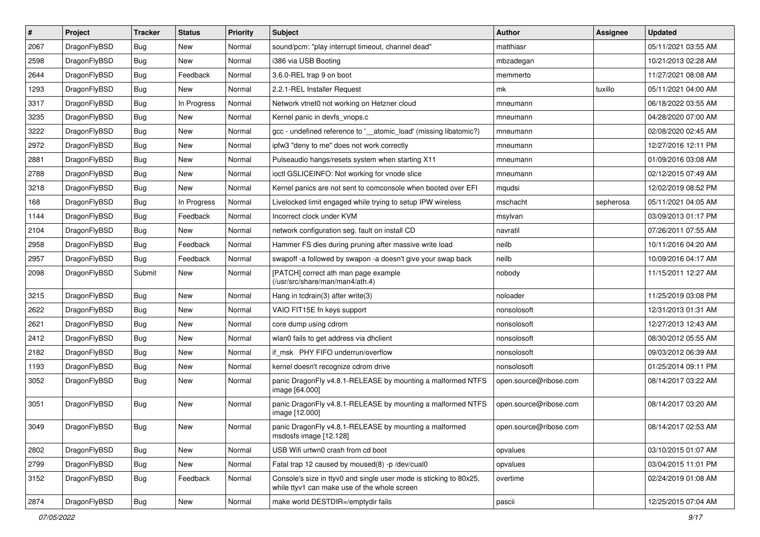| # | Project | Tracker | Status | Priority | Subject | Author | Assignee | Updated |
|---|---|---|---|---|---|---|---|---|
| 2067 | DragonFlyBSD | Bug | New | Normal | sound/pcm: "play interrupt timeout, channel dead" | matthiasr | | 05/11/2021 03:55 AM |
| 2598 | DragonFlyBSD | Bug | New | Normal | i386 via USB Booting | mbzadegan | | 10/21/2013 02:28 AM |
| 2644 | DragonFlyBSD | Bug | Feedback | Normal | 3.6.0-REL trap 9 on boot | memmerto | | 11/27/2021 08:08 AM |
| 1293 | DragonFlyBSD | Bug | New | Normal | 2.2.1-REL Installer Request | mk | tuxillo | 05/11/2021 04:00 AM |
| 3317 | DragonFlyBSD | Bug | In Progress | Normal | Network vtnet0 not working on Hetzner cloud | mneumann | | 06/18/2022 03:55 AM |
| 3235 | DragonFlyBSD | Bug | New | Normal | Kernel panic in devfs_vnops.c | mneumann | | 04/28/2020 07:00 AM |
| 3222 | DragonFlyBSD | Bug | New | Normal | gcc - undefined reference to '__atomic_load' (missing libatomic?) | mneumann | | 02/08/2020 02:45 AM |
| 2972 | DragonFlyBSD | Bug | New | Normal | ipfw3 "deny to me" does not work correctly | mneumann | | 12/27/2016 12:11 PM |
| 2881 | DragonFlyBSD | Bug | New | Normal | Pulseaudio hangs/resets system when starting X11 | mneumann | | 01/09/2016 03:08 AM |
| 2788 | DragonFlyBSD | Bug | New | Normal | ioctl GSLICEINFO: Not working for vnode slice | mneumann | | 02/12/2015 07:49 AM |
| 3218 | DragonFlyBSD | Bug | New | Normal | Kernel panics are not sent to comconsole when booted over EFI | mqudsi | | 12/02/2019 08:52 PM |
| 168 | DragonFlyBSD | Bug | In Progress | Normal | Livelocked limit engaged while trying to setup IPW wireless | mschacht | sepherosa | 05/11/2021 04:05 AM |
| 1144 | DragonFlyBSD | Bug | Feedback | Normal | Incorrect clock under KVM | msylvan | | 03/09/2013 01:17 PM |
| 2104 | DragonFlyBSD | Bug | New | Normal | network configuration seg. fault on install CD | navratil | | 07/26/2011 07:55 AM |
| 2958 | DragonFlyBSD | Bug | Feedback | Normal | Hammer FS dies during pruning after massive write load | neilb | | 10/11/2016 04:20 AM |
| 2957 | DragonFlyBSD | Bug | Feedback | Normal | swapoff -a followed by swapon -a doesn't give your swap back | neilb | | 10/09/2016 04:17 AM |
| 2098 | DragonFlyBSD | Submit | New | Normal | [PATCH] correct ath man page example (/usr/src/share/man/man4/ath.4) | nobody | | 11/15/2011 12:27 AM |
| 3215 | DragonFlyBSD | Bug | New | Normal | Hang in tcdrain(3) after write(3) | noloader | | 11/25/2019 03:08 PM |
| 2622 | DragonFlyBSD | Bug | New | Normal | VAIO FIT15E fn keys support | nonsolosoft | | 12/31/2013 01:31 AM |
| 2621 | DragonFlyBSD | Bug | New | Normal | core dump using cdrom | nonsolosoft | | 12/27/2013 12:43 AM |
| 2412 | DragonFlyBSD | Bug | New | Normal | wlan0 fails to get address via dhclient | nonsolosoft | | 08/30/2012 05:55 AM |
| 2182 | DragonFlyBSD | Bug | New | Normal | if_msk PHY FIFO underrun/overflow | nonsolosoft | | 09/03/2012 06:39 AM |
| 1193 | DragonFlyBSD | Bug | New | Normal | kernel doesn't recognize cdrom drive | nonsolosoft | | 01/25/2014 09:11 PM |
| 3052 | DragonFlyBSD | Bug | New | Normal | panic DragonFly v4.8.1-RELEASE by mounting a malformed NTFS image [64.000] | open.source@ribose.com | | 08/14/2017 03:22 AM |
| 3051 | DragonFlyBSD | Bug | New | Normal | panic DragonFly v4.8.1-RELEASE by mounting a malformed NTFS image [12.000] | open.source@ribose.com | | 08/14/2017 03:20 AM |
| 3049 | DragonFlyBSD | Bug | New | Normal | panic DragonFly v4.8.1-RELEASE by mounting a malformed msdosfs image [12.128] | open.source@ribose.com | | 08/14/2017 02:53 AM |
| 2802 | DragonFlyBSD | Bug | New | Normal | USB Wifi urtwn0 crash from cd boot | opvalues | | 03/10/2015 01:07 AM |
| 2799 | DragonFlyBSD | Bug | New | Normal | Fatal trap 12 caused by moused(8) -p /dev/cual0 | opvalues | | 03/04/2015 11:01 PM |
| 3152 | DragonFlyBSD | Bug | Feedback | Normal | Console's size in ttyv0 and single user mode is sticking to 80x25, while ttyv1 can make use of the whole screen | overtime | | 02/24/2019 01:08 AM |
| 2874 | DragonFlyBSD | Bug | New | Normal | make world DESTDIR=/emptydir fails | pascii | | 12/25/2015 07:04 AM |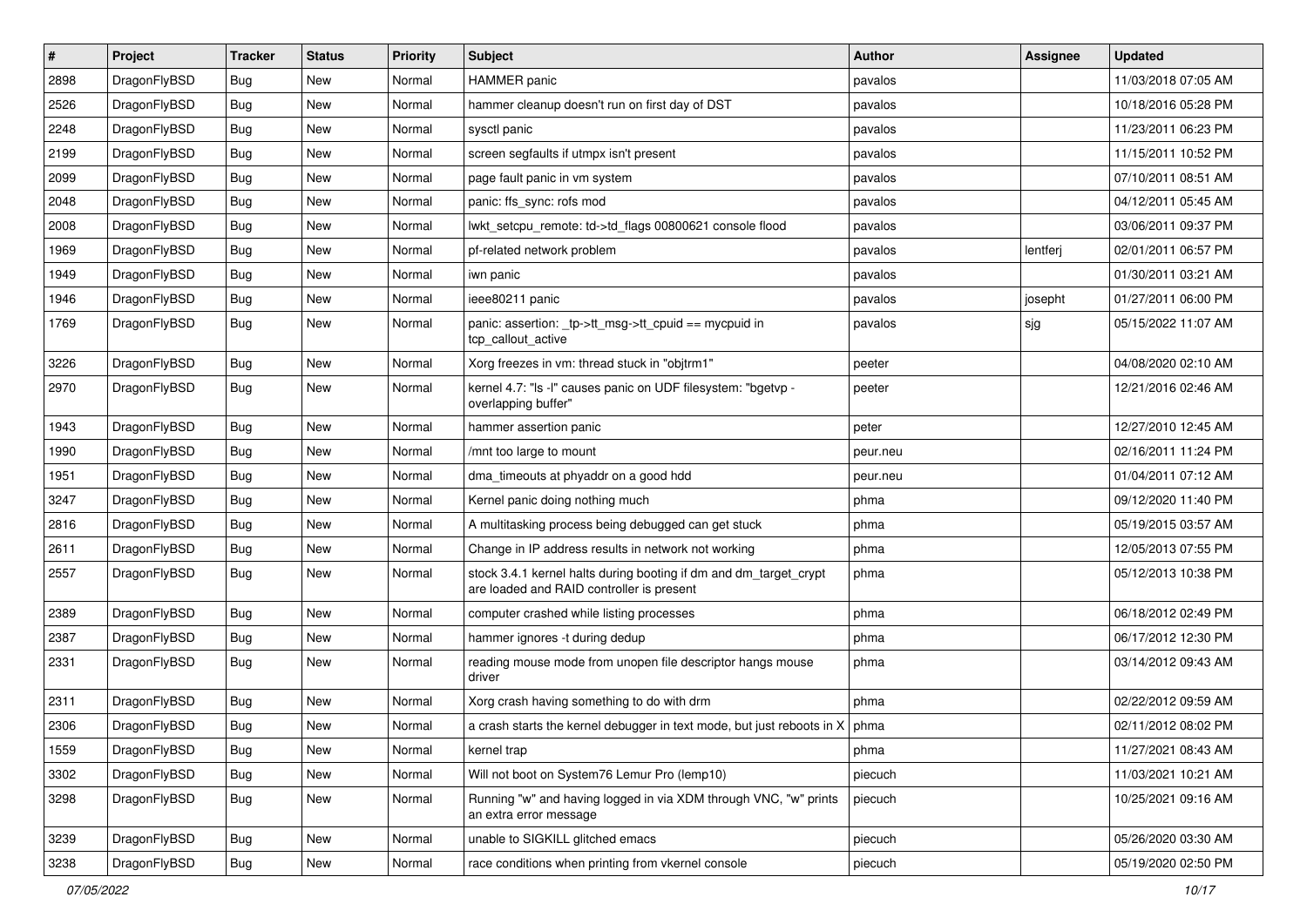| # | Project | Tracker | Status | Priority | Subject | Author | Assignee | Updated |
|---|---|---|---|---|---|---|---|---|
| 2898 | DragonFlyBSD | Bug | New | Normal | HAMMER panic | pavalos | | 11/03/2018 07:05 AM |
| 2526 | DragonFlyBSD | Bug | New | Normal | hammer cleanup doesn't run on first day of DST | pavalos | | 10/18/2016 05:28 PM |
| 2248 | DragonFlyBSD | Bug | New | Normal | sysctl panic | pavalos | | 11/23/2011 06:23 PM |
| 2199 | DragonFlyBSD | Bug | New | Normal | screen segfaults if utmpx isn't present | pavalos | | 11/15/2011 10:52 PM |
| 2099 | DragonFlyBSD | Bug | New | Normal | page fault panic in vm system | pavalos | | 07/10/2011 08:51 AM |
| 2048 | DragonFlyBSD | Bug | New | Normal | panic: ffs_sync: rofs mod | pavalos | | 04/12/2011 05:45 AM |
| 2008 | DragonFlyBSD | Bug | New | Normal | lwkt_setcpu_remote: td->td_flags 00800621 console flood | pavalos | | 03/06/2011 09:37 PM |
| 1969 | DragonFlyBSD | Bug | New | Normal | pf-related network problem | pavalos | lentferj | 02/01/2011 06:57 PM |
| 1949 | DragonFlyBSD | Bug | New | Normal | iwn panic | pavalos | | 01/30/2011 03:21 AM |
| 1946 | DragonFlyBSD | Bug | New | Normal | ieee80211 panic | pavalos | josepht | 01/27/2011 06:00 PM |
| 1769 | DragonFlyBSD | Bug | New | Normal | panic: assertion: _tp->tt_msg->tt_cpuid == mycpuid in tcp_callout_active | pavalos | sjg | 05/15/2022 11:07 AM |
| 3226 | DragonFlyBSD | Bug | New | Normal | Xorg freezes in vm: thread stuck in "objtrm1" | peeter | | 04/08/2020 02:10 AM |
| 2970 | DragonFlyBSD | Bug | New | Normal | kernel 4.7: "ls -l" causes panic on UDF filesystem: "bgetvp - overlapping buffer" | peeter | | 12/21/2016 02:46 AM |
| 1943 | DragonFlyBSD | Bug | New | Normal | hammer assertion panic | peter | | 12/27/2010 12:45 AM |
| 1990 | DragonFlyBSD | Bug | New | Normal | /mnt too large to mount | peur.neu | | 02/16/2011 11:24 PM |
| 1951 | DragonFlyBSD | Bug | New | Normal | dma_timeouts at phyaddr on a good hdd | peur.neu | | 01/04/2011 07:12 AM |
| 3247 | DragonFlyBSD | Bug | New | Normal | Kernel panic doing nothing much | phma | | 09/12/2020 11:40 PM |
| 2816 | DragonFlyBSD | Bug | New | Normal | A multitasking process being debugged can get stuck | phma | | 05/19/2015 03:57 AM |
| 2611 | DragonFlyBSD | Bug | New | Normal | Change in IP address results in network not working | phma | | 12/05/2013 07:55 PM |
| 2557 | DragonFlyBSD | Bug | New | Normal | stock 3.4.1 kernel halts during booting if dm and dm_target_crypt are loaded and RAID controller is present | phma | | 05/12/2013 10:38 PM |
| 2389 | DragonFlyBSD | Bug | New | Normal | computer crashed while listing processes | phma | | 06/18/2012 02:49 PM |
| 2387 | DragonFlyBSD | Bug | New | Normal | hammer ignores -t during dedup | phma | | 06/17/2012 12:30 PM |
| 2331 | DragonFlyBSD | Bug | New | Normal | reading mouse mode from unopen file descriptor hangs mouse driver | phma | | 03/14/2012 09:43 AM |
| 2311 | DragonFlyBSD | Bug | New | Normal | Xorg crash having something to do with drm | phma | | 02/22/2012 09:59 AM |
| 2306 | DragonFlyBSD | Bug | New | Normal | a crash starts the kernel debugger in text mode, but just reboots in X | phma | | 02/11/2012 08:02 PM |
| 1559 | DragonFlyBSD | Bug | New | Normal | kernel trap | phma | | 11/27/2021 08:43 AM |
| 3302 | DragonFlyBSD | Bug | New | Normal | Will not boot on System76 Lemur Pro (lemp10) | piecuch | | 11/03/2021 10:21 AM |
| 3298 | DragonFlyBSD | Bug | New | Normal | Running "w" and having logged in via XDM through VNC, "w" prints an extra error message | piecuch | | 10/25/2021 09:16 AM |
| 3239 | DragonFlyBSD | Bug | New | Normal | unable to SIGKILL glitched emacs | piecuch | | 05/26/2020 03:30 AM |
| 3238 | DragonFlyBSD | Bug | New | Normal | race conditions when printing from vkernel console | piecuch | | 05/19/2020 02:50 PM |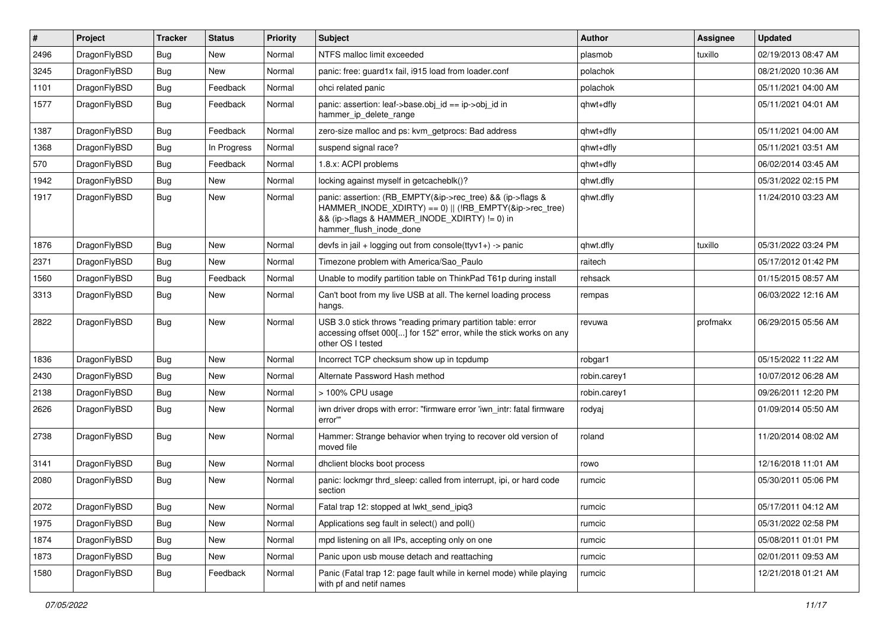| # | Project | Tracker | Status | Priority | Subject | Author | Assignee | Updated |
| --- | --- | --- | --- | --- | --- | --- | --- | --- |
| 2496 | DragonFlyBSD | Bug | New | Normal | NTFS malloc limit exceeded | plasmob | tuxillo | 02/19/2013 08:47 AM |
| 3245 | DragonFlyBSD | Bug | New | Normal | panic: free: guard1x fail, i915 load from loader.conf | polachok | | 08/21/2020 10:36 AM |
| 1101 | DragonFlyBSD | Bug | Feedback | Normal | ohci related panic | polachok | | 05/11/2021 04:00 AM |
| 1577 | DragonFlyBSD | Bug | Feedback | Normal | panic: assertion: leaf->base.obj_id == ip->obj_id in hammer_ip_delete_range | qhwt+dfly | | 05/11/2021 04:01 AM |
| 1387 | DragonFlyBSD | Bug | Feedback | Normal | zero-size malloc and ps: kvm_getprocs: Bad address | qhwt+dfly | | 05/11/2021 04:00 AM |
| 1368 | DragonFlyBSD | Bug | In Progress | Normal | suspend signal race? | qhwt+dfly | | 05/11/2021 03:51 AM |
| 570 | DragonFlyBSD | Bug | Feedback | Normal | 1.8.x: ACPI problems | qhwt+dfly | | 06/02/2014 03:45 AM |
| 1942 | DragonFlyBSD | Bug | New | Normal | locking against myself in getcacheblk()? | qhwt.dfly | | 05/31/2022 02:15 PM |
| 1917 | DragonFlyBSD | Bug | New | Normal | panic: assertion: (RB_EMPTY(&ip->rec_tree) && (ip->flags & HAMMER_INODE_XDIRTY) == 0) \|\| (!RB_EMPTY(&ip->rec_tree) && (ip->flags & HAMMER_INODE_XDIRTY) != 0) in hammer_flush_inode_done | qhwt.dfly | | 11/24/2010 03:23 AM |
| 1876 | DragonFlyBSD | Bug | New | Normal | devfs in jail + logging out from console(ttyv1+) -> panic | qhwt.dfly | tuxillo | 05/31/2022 03:24 PM |
| 2371 | DragonFlyBSD | Bug | New | Normal | Timezone problem with America/Sao_Paulo | raitech | | 05/17/2012 01:42 PM |
| 1560 | DragonFlyBSD | Bug | Feedback | Normal | Unable to modify partition table on ThinkPad T61p during install | rehsack | | 01/15/2015 08:57 AM |
| 3313 | DragonFlyBSD | Bug | New | Normal | Can't boot from my live USB at all. The kernel loading process hangs. | rempas | | 06/03/2022 12:16 AM |
| 2822 | DragonFlyBSD | Bug | New | Normal | USB 3.0 stick throws "reading primary partition table: error accessing offset 000[...] for 152" error, while the stick works on any other OS I tested | revuwa | profmakx | 06/29/2015 05:56 AM |
| 1836 | DragonFlyBSD | Bug | New | Normal | Incorrect TCP checksum show up in tcpdump | robgar1 | | 05/15/2022 11:22 AM |
| 2430 | DragonFlyBSD | Bug | New | Normal | Alternate Password Hash method | robin.carey1 | | 10/07/2012 06:28 AM |
| 2138 | DragonFlyBSD | Bug | New | Normal | > 100% CPU usage | robin.carey1 | | 09/26/2011 12:20 PM |
| 2626 | DragonFlyBSD | Bug | New | Normal | iwn driver drops with error: "firmware error 'iwn_intr: fatal firmware error'" | rodyaj | | 01/09/2014 05:50 AM |
| 2738 | DragonFlyBSD | Bug | New | Normal | Hammer: Strange behavior when trying to recover old version of moved file | roland | | 11/20/2014 08:02 AM |
| 3141 | DragonFlyBSD | Bug | New | Normal | dhclient blocks boot process | rowo | | 12/16/2018 11:01 AM |
| 2080 | DragonFlyBSD | Bug | New | Normal | panic: lockmgr thrd_sleep: called from interrupt, ipi, or hard code section | rumcic | | 05/30/2011 05:06 PM |
| 2072 | DragonFlyBSD | Bug | New | Normal | Fatal trap 12: stopped at lwkt_send_ipiq3 | rumcic | | 05/17/2011 04:12 AM |
| 1975 | DragonFlyBSD | Bug | New | Normal | Applications seg fault in select() and poll() | rumcic | | 05/31/2022 02:58 PM |
| 1874 | DragonFlyBSD | Bug | New | Normal | mpd listening on all IPs, accepting only on one | rumcic | | 05/08/2011 01:01 PM |
| 1873 | DragonFlyBSD | Bug | New | Normal | Panic upon usb mouse detach and reattaching | rumcic | | 02/01/2011 09:53 AM |
| 1580 | DragonFlyBSD | Bug | Feedback | Normal | Panic (Fatal trap 12: page fault while in kernel mode) while playing with pf and netif names | rumcic | | 12/21/2018 01:21 AM |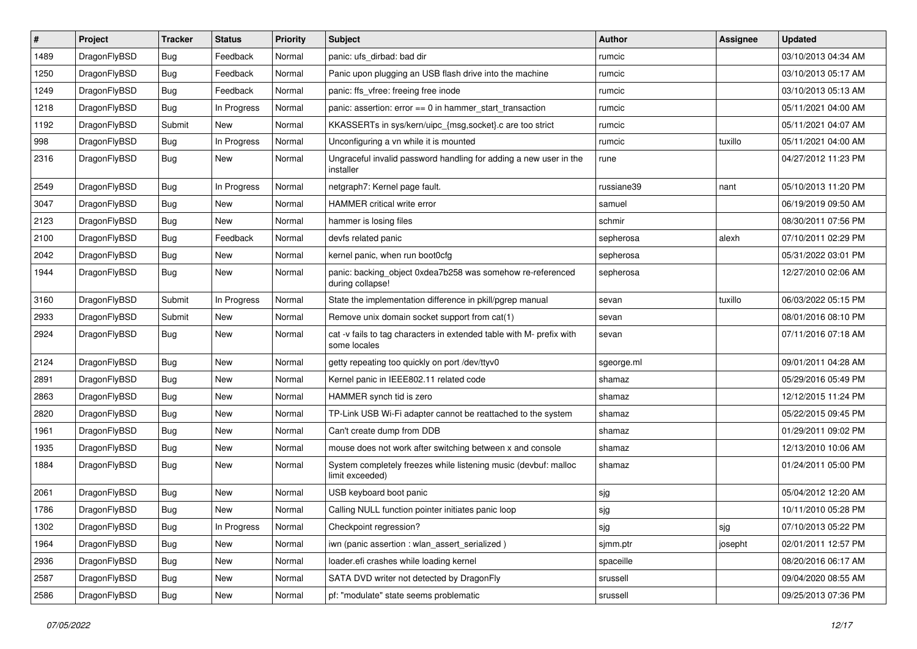| # | Project | Tracker | Status | Priority | Subject | Author | Assignee | Updated |
|---|---|---|---|---|---|---|---|---|
| 1489 | DragonFlyBSD | Bug | Feedback | Normal | panic: ufs_dirbad: bad dir | rumcic | | 03/10/2013 04:34 AM |
| 1250 | DragonFlyBSD | Bug | Feedback | Normal | Panic upon plugging an USB flash drive into the machine | rumcic | | 03/10/2013 05:17 AM |
| 1249 | DragonFlyBSD | Bug | Feedback | Normal | panic: ffs_vfree: freeing free inode | rumcic | | 03/10/2013 05:13 AM |
| 1218 | DragonFlyBSD | Bug | In Progress | Normal | panic: assertion: error == 0 in hammer_start_transaction | rumcic | | 05/11/2021 04:00 AM |
| 1192 | DragonFlyBSD | Submit | New | Normal | KKASSERTs in sys/kern/uipc_{msg,socket}.c are too strict | rumcic | | 05/11/2021 04:07 AM |
| 998 | DragonFlyBSD | Bug | In Progress | Normal | Unconfiguring a vn while it is mounted | rumcic | tuxillo | 05/11/2021 04:00 AM |
| 2316 | DragonFlyBSD | Bug | New | Normal | Ungraceful invalid password handling for adding a new user in the installer | rune | | 04/27/2012 11:23 PM |
| 2549 | DragonFlyBSD | Bug | In Progress | Normal | netgraph7: Kernel page fault. | russiane39 | nant | 05/10/2013 11:20 PM |
| 3047 | DragonFlyBSD | Bug | New | Normal | HAMMER critical write error | samuel | | 06/19/2019 09:50 AM |
| 2123 | DragonFlyBSD | Bug | New | Normal | hammer is losing files | schmir | | 08/30/2011 07:56 PM |
| 2100 | DragonFlyBSD | Bug | Feedback | Normal | devfs related panic | sepherosa | alexh | 07/10/2011 02:29 PM |
| 2042 | DragonFlyBSD | Bug | New | Normal | kernel panic, when run boot0cfg | sepherosa | | 05/31/2022 03:01 PM |
| 1944 | DragonFlyBSD | Bug | New | Normal | panic: backing_object 0xdea7b258 was somehow re-referenced during collapse! | sepherosa | | 12/27/2010 02:06 AM |
| 3160 | DragonFlyBSD | Submit | In Progress | Normal | State the implementation difference in pkill/pgrep manual | sevan | tuxillo | 06/03/2022 05:15 PM |
| 2933 | DragonFlyBSD | Submit | New | Normal | Remove unix domain socket support from cat(1) | sevan | | 08/01/2016 08:10 PM |
| 2924 | DragonFlyBSD | Bug | New | Normal | cat -v fails to tag characters in extended table with M- prefix with some locales | sevan | | 07/11/2016 07:18 AM |
| 2124 | DragonFlyBSD | Bug | New | Normal | getty repeating too quickly on port /dev/ttyv0 | sgeorge.ml | | 09/01/2011 04:28 AM |
| 2891 | DragonFlyBSD | Bug | New | Normal | Kernel panic in IEEE802.11 related code | shamaz | | 05/29/2016 05:49 PM |
| 2863 | DragonFlyBSD | Bug | New | Normal | HAMMER synch tid is zero | shamaz | | 12/12/2015 11:24 PM |
| 2820 | DragonFlyBSD | Bug | New | Normal | TP-Link USB Wi-Fi adapter cannot be reattached to the system | shamaz | | 05/22/2015 09:45 PM |
| 1961 | DragonFlyBSD | Bug | New | Normal | Can't create dump from DDB | shamaz | | 01/29/2011 09:02 PM |
| 1935 | DragonFlyBSD | Bug | New | Normal | mouse does not work after switching between x and console | shamaz | | 12/13/2010 10:06 AM |
| 1884 | DragonFlyBSD | Bug | New | Normal | System completely freezes while listening music (devbuf: malloc limit exceeded) | shamaz | | 01/24/2011 05:00 PM |
| 2061 | DragonFlyBSD | Bug | New | Normal | USB keyboard boot panic | sjg | | 05/04/2012 12:20 AM |
| 1786 | DragonFlyBSD | Bug | New | Normal | Calling NULL function pointer initiates panic loop | sjg | | 10/11/2010 05:28 PM |
| 1302 | DragonFlyBSD | Bug | In Progress | Normal | Checkpoint regression? | sjg | sjg | 07/10/2013 05:22 PM |
| 1964 | DragonFlyBSD | Bug | New | Normal | iwn (panic assertion : wlan_assert_serialized ) | sjmm.ptr | josepht | 02/01/2011 12:57 PM |
| 2936 | DragonFlyBSD | Bug | New | Normal | loader.efi crashes while loading kernel | spaceille | | 08/20/2016 06:17 AM |
| 2587 | DragonFlyBSD | Bug | New | Normal | SATA DVD writer not detected by DragonFly | srussell | | 09/04/2020 08:55 AM |
| 2586 | DragonFlyBSD | Bug | New | Normal | pf: "modulate" state seems problematic | srussell | | 09/25/2013 07:36 PM |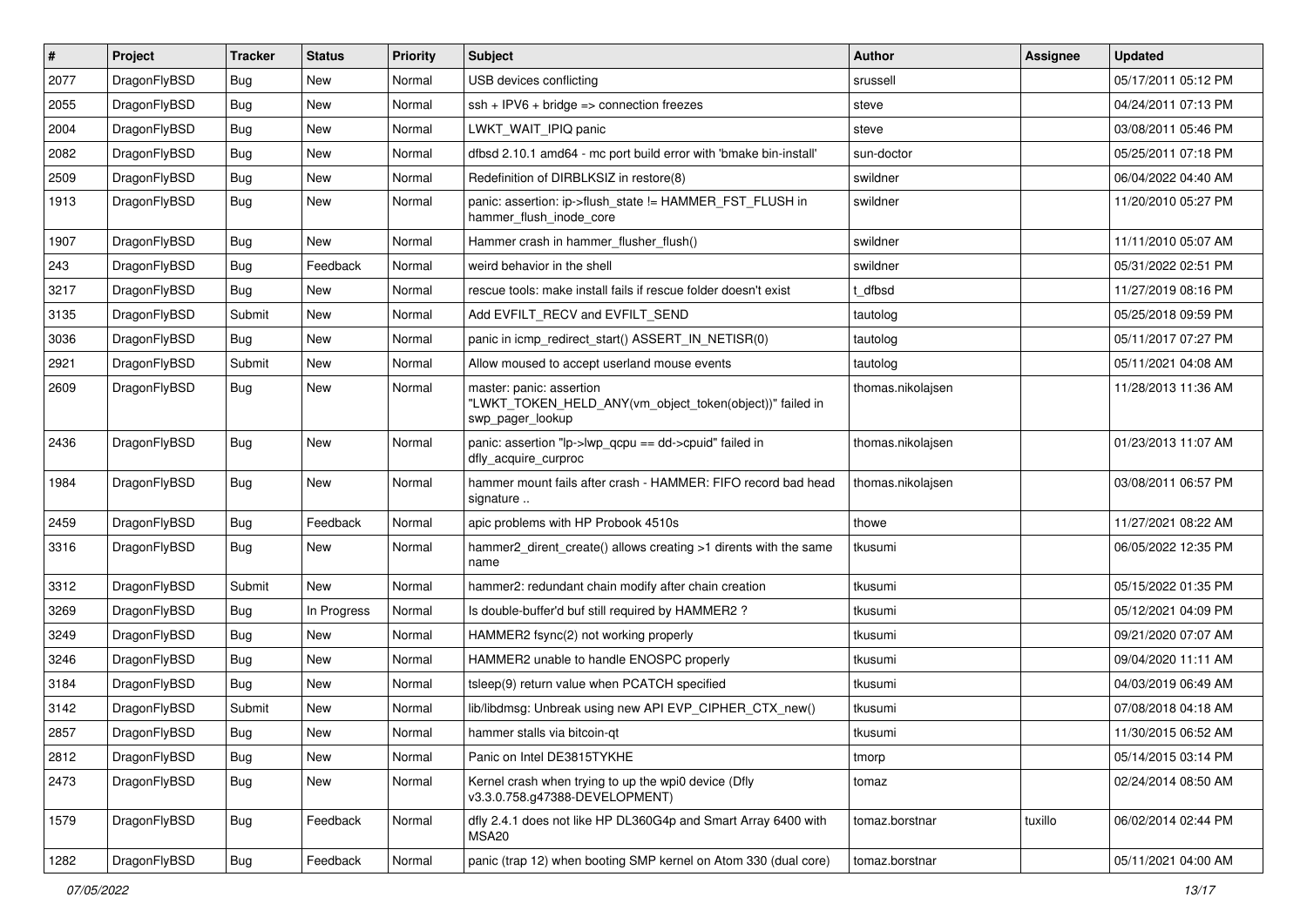| # | Project | Tracker | Status | Priority | Subject | Author | Assignee | Updated |
|---|---|---|---|---|---|---|---|---|
| 2077 | DragonFlyBSD | Bug | New | Normal | USB devices conflicting | srussell | | 05/17/2011 05:12 PM |
| 2055 | DragonFlyBSD | Bug | New | Normal | ssh + IPV6 + bridge => connection freezes | steve | | 04/24/2011 07:13 PM |
| 2004 | DragonFlyBSD | Bug | New | Normal | LWKT_WAIT_IPIQ panic | steve | | 03/08/2011 05:46 PM |
| 2082 | DragonFlyBSD | Bug | New | Normal | dfbsd 2.10.1 amd64 - mc port build error with 'bmake bin-install' | sun-doctor | | 05/25/2011 07:18 PM |
| 2509 | DragonFlyBSD | Bug | New | Normal | Redefinition of DIRBLKSIZ in restore(8) | swildner | | 06/04/2022 04:40 AM |
| 1913 | DragonFlyBSD | Bug | New | Normal | panic: assertion: ip->flush_state != HAMMER_FST_FLUSH in hammer_flush_inode_core | swildner | | 11/20/2010 05:27 PM |
| 1907 | DragonFlyBSD | Bug | New | Normal | Hammer crash in hammer_flusher_flush() | swildner | | 11/11/2010 05:07 AM |
| 243 | DragonFlyBSD | Bug | Feedback | Normal | weird behavior in the shell | swildner | | 05/31/2022 02:51 PM |
| 3217 | DragonFlyBSD | Bug | New | Normal | rescue tools: make install fails if rescue folder doesn't exist | t_dfbsd | | 11/27/2019 08:16 PM |
| 3135 | DragonFlyBSD | Submit | New | Normal | Add EVFILT_RECV and EVFILT_SEND | tautolog | | 05/25/2018 09:59 PM |
| 3036 | DragonFlyBSD | Bug | New | Normal | panic in icmp_redirect_start() ASSERT_IN_NETISR(0) | tautolog | | 05/11/2017 07:27 PM |
| 2921 | DragonFlyBSD | Submit | New | Normal | Allow moused to accept userland mouse events | tautolog | | 05/11/2021 04:08 AM |
| 2609 | DragonFlyBSD | Bug | New | Normal | master: panic: assertion "LWKT_TOKEN_HELD_ANY(vm_object_token(object))" failed in swp_pager_lookup | thomas.nikolajsen | | 11/28/2013 11:36 AM |
| 2436 | DragonFlyBSD | Bug | New | Normal | panic: assertion "lp->lwp_qcpu == dd->cpuid" failed in dfly_acquire_curproc | thomas.nikolajsen | | 01/23/2013 11:07 AM |
| 1984 | DragonFlyBSD | Bug | New | Normal | hammer mount fails after crash - HAMMER: FIFO record bad head signature .. | thomas.nikolajsen | | 03/08/2011 06:57 PM |
| 2459 | DragonFlyBSD | Bug | Feedback | Normal | apic problems with HP Probook 4510s | thowe | | 11/27/2021 08:22 AM |
| 3316 | DragonFlyBSD | Bug | New | Normal | hammer2_dirent_create() allows creating >1 dirents with the same name | tkusumi | | 06/05/2022 12:35 PM |
| 3312 | DragonFlyBSD | Submit | New | Normal | hammer2: redundant chain modify after chain creation | tkusumi | | 05/15/2022 01:35 PM |
| 3269 | DragonFlyBSD | Bug | In Progress | Normal | Is double-buffer'd buf still required by HAMMER2 ? | tkusumi | | 05/12/2021 04:09 PM |
| 3249 | DragonFlyBSD | Bug | New | Normal | HAMMER2 fsync(2) not working properly | tkusumi | | 09/21/2020 07:07 AM |
| 3246 | DragonFlyBSD | Bug | New | Normal | HAMMER2 unable to handle ENOSPC properly | tkusumi | | 09/04/2020 11:11 AM |
| 3184 | DragonFlyBSD | Bug | New | Normal | tsleep(9) return value when PCATCH specified | tkusumi | | 04/03/2019 06:49 AM |
| 3142 | DragonFlyBSD | Submit | New | Normal | lib/libdmsg: Unbreak using new API EVP_CIPHER_CTX_new() | tkusumi | | 07/08/2018 04:18 AM |
| 2857 | DragonFlyBSD | Bug | New | Normal | hammer stalls via bitcoin-qt | tkusumi | | 11/30/2015 06:52 AM |
| 2812 | DragonFlyBSD | Bug | New | Normal | Panic on Intel DE3815TYKHE | tmorp | | 05/14/2015 03:14 PM |
| 2473 | DragonFlyBSD | Bug | New | Normal | Kernel crash when trying to up the wpi0 device (Dfly v3.3.0.758.g47388-DEVELOPMENT) | tomaz | | 02/24/2014 08:50 AM |
| 1579 | DragonFlyBSD | Bug | Feedback | Normal | dfly 2.4.1 does not like HP DL360G4p and Smart Array 6400 with MSA20 | tomaz.borstnar | tuxillo | 06/02/2014 02:44 PM |
| 1282 | DragonFlyBSD | Bug | Feedback | Normal | panic (trap 12) when booting SMP kernel on Atom 330 (dual core) | tomaz.borstnar | | 05/11/2021 04:00 AM |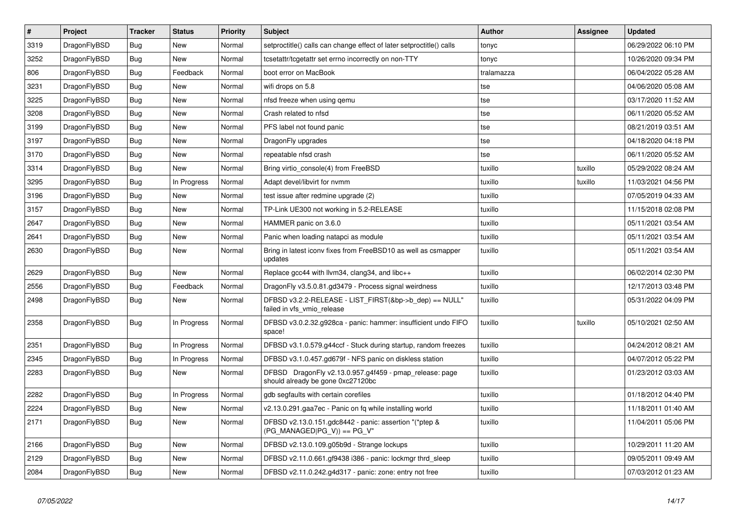| # | Project | Tracker | Status | Priority | Subject | Author | Assignee | Updated |
|---|---|---|---|---|---|---|---|---|
| 3319 | DragonFlyBSD | Bug | New | Normal | setproctitle() calls can change effect of later setproctitle() calls | tonyc | | 06/29/2022 06:10 PM |
| 3252 | DragonFlyBSD | Bug | New | Normal | tcsetattr/tcgetattr set errno incorrectly on non-TTY | tonyc | | 10/26/2020 09:34 PM |
| 806 | DragonFlyBSD | Bug | Feedback | Normal | boot error on MacBook | tralamazza | | 06/04/2022 05:28 AM |
| 3231 | DragonFlyBSD | Bug | New | Normal | wifi drops on 5.8 | tse | | 04/06/2020 05:08 AM |
| 3225 | DragonFlyBSD | Bug | New | Normal | nfsd freeze when using qemu | tse | | 03/17/2020 11:52 AM |
| 3208 | DragonFlyBSD | Bug | New | Normal | Crash related to nfsd | tse | | 06/11/2020 05:52 AM |
| 3199 | DragonFlyBSD | Bug | New | Normal | PFS label not found panic | tse | | 08/21/2019 03:51 AM |
| 3197 | DragonFlyBSD | Bug | New | Normal | DragonFly upgrades | tse | | 04/18/2020 04:18 PM |
| 3170 | DragonFlyBSD | Bug | New | Normal | repeatable nfsd crash | tse | | 06/11/2020 05:52 AM |
| 3314 | DragonFlyBSD | Bug | New | Normal | Bring virtio_console(4) from FreeBSD | tuxillo | tuxillo | 05/29/2022 08:24 AM |
| 3295 | DragonFlyBSD | Bug | In Progress | Normal | Adapt devel/libvirt for nvmm | tuxillo | tuxillo | 11/03/2021 04:56 PM |
| 3196 | DragonFlyBSD | Bug | New | Normal | test issue after redmine upgrade (2) | tuxillo | | 07/05/2019 04:33 AM |
| 3157 | DragonFlyBSD | Bug | New | Normal | TP-Link UE300 not working in 5.2-RELEASE | tuxillo | | 11/15/2018 02:08 PM |
| 2647 | DragonFlyBSD | Bug | New | Normal | HAMMER panic on 3.6.0 | tuxillo | | 05/11/2021 03:54 AM |
| 2641 | DragonFlyBSD | Bug | New | Normal | Panic when loading natapci as module | tuxillo | | 05/11/2021 03:54 AM |
| 2630 | DragonFlyBSD | Bug | New | Normal | Bring in latest iconv fixes from FreeBSD10 as well as csmapper updates | tuxillo | | 05/11/2021 03:54 AM |
| 2629 | DragonFlyBSD | Bug | New | Normal | Replace gcc44 with llvm34, clang34, and libc++ | tuxillo | | 06/02/2014 02:30 PM |
| 2556 | DragonFlyBSD | Bug | Feedback | Normal | DragonFly v3.5.0.81.gd3479 - Process signal weirdness | tuxillo | | 12/17/2013 03:48 PM |
| 2498 | DragonFlyBSD | Bug | New | Normal | DFBSD v3.2.2-RELEASE - LIST_FIRST(&bp->b_dep) == NULL" failed in vfs_vmio_release | tuxillo | | 05/31/2022 04:09 PM |
| 2358 | DragonFlyBSD | Bug | In Progress | Normal | DFBSD v3.0.2.32.g928ca - panic: hammer: insufficient undo FIFO space! | tuxillo | tuxillo | 05/10/2021 02:50 AM |
| 2351 | DragonFlyBSD | Bug | In Progress | Normal | DFBSD v3.1.0.579.g44ccf - Stuck during startup, random freezes | tuxillo | | 04/24/2012 08:21 AM |
| 2345 | DragonFlyBSD | Bug | In Progress | Normal | DFBSD v3.1.0.457.gd679f - NFS panic on diskless station | tuxillo | | 04/07/2012 05:22 PM |
| 2283 | DragonFlyBSD | Bug | New | Normal | DFBSD DragonFly v2.13.0.957.g4f459 - pmap_release: page should already be gone 0xc27120bc | tuxillo | | 01/23/2012 03:03 AM |
| 2282 | DragonFlyBSD | Bug | In Progress | Normal | gdb segfaults with certain corefiles | tuxillo | | 01/18/2012 04:40 PM |
| 2224 | DragonFlyBSD | Bug | New | Normal | v2.13.0.291.gaa7ec - Panic on fq while installing world | tuxillo | | 11/18/2011 01:40 AM |
| 2171 | DragonFlyBSD | Bug | New | Normal | DFBSD v2.13.0.151.gdc8442 - panic: assertion "(*ptep & (PG_MANAGED\|PG_V)) == PG_V" | tuxillo | | 11/04/2011 05:06 PM |
| 2166 | DragonFlyBSD | Bug | New | Normal | DFBSD v2.13.0.109.g05b9d - Strange lockups | tuxillo | | 10/29/2011 11:20 AM |
| 2129 | DragonFlyBSD | Bug | New | Normal | DFBSD v2.11.0.661.gf9438 i386 - panic: lockmgr thrd_sleep | tuxillo | | 09/05/2011 09:49 AM |
| 2084 | DragonFlyBSD | Bug | New | Normal | DFBSD v2.11.0.242.g4d317 - panic: zone: entry not free | tuxillo | | 07/03/2012 01:23 AM |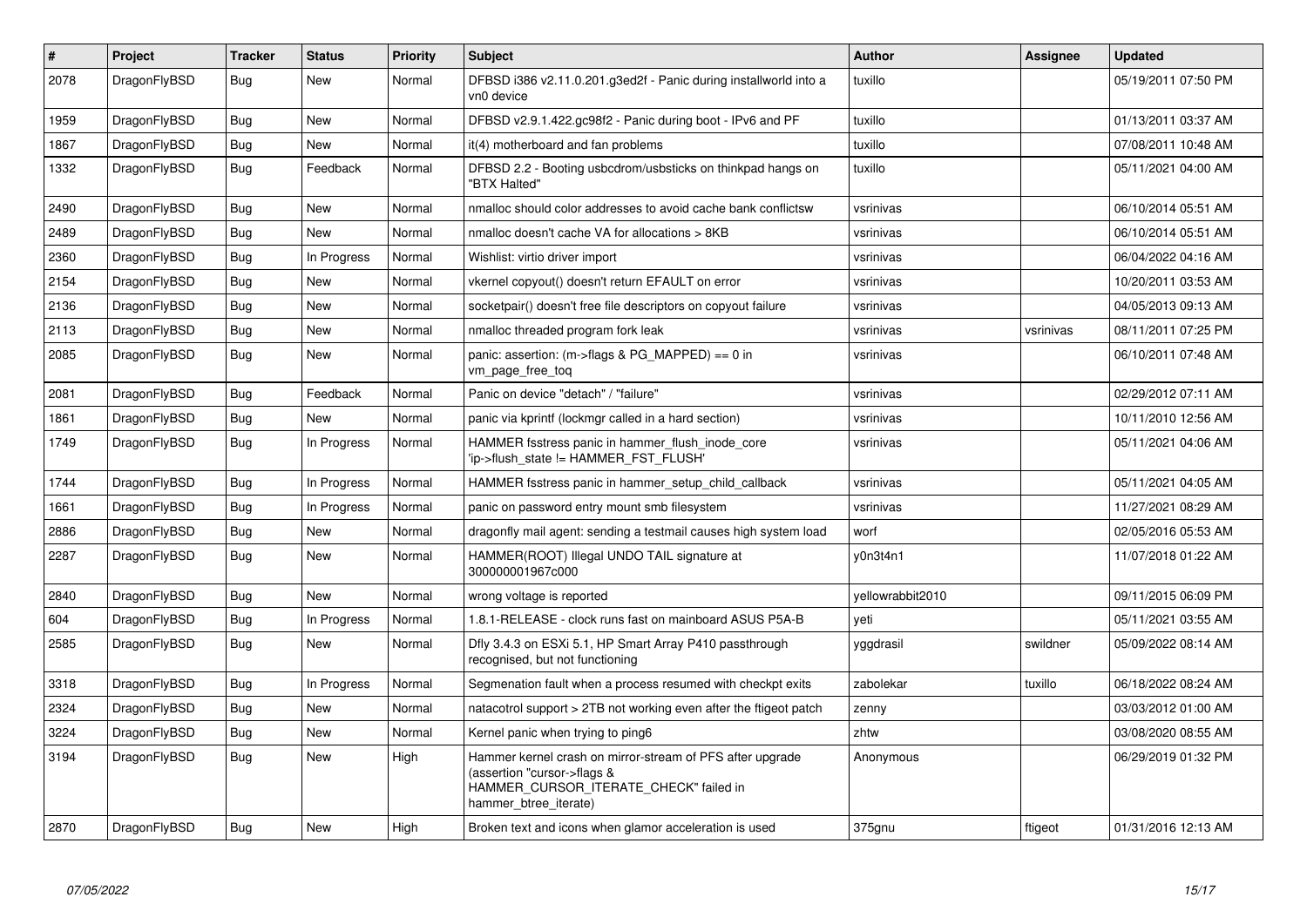| # | Project | Tracker | Status | Priority | Subject | Author | Assignee | Updated |
|---|---|---|---|---|---|---|---|---|
| 2078 | DragonFlyBSD | Bug | New | Normal | DFBSD i386 v2.11.0.201.g3ed2f - Panic during installworld into a vn0 device | tuxillo | | 05/19/2011 07:50 PM |
| 1959 | DragonFlyBSD | Bug | New | Normal | DFBSD v2.9.1.422.gc98f2 - Panic during boot - IPv6 and PF | tuxillo | | 01/13/2011 03:37 AM |
| 1867 | DragonFlyBSD | Bug | New | Normal | it(4) motherboard and fan problems | tuxillo | | 07/08/2011 10:48 AM |
| 1332 | DragonFlyBSD | Bug | Feedback | Normal | DFBSD 2.2 - Booting usbcdrom/usbsticks on thinkpad hangs on "BTX Halted" | tuxillo | | 05/11/2021 04:00 AM |
| 2490 | DragonFlyBSD | Bug | New | Normal | nmalloc should color addresses to avoid cache bank conflictsw | vsrinivas | | 06/10/2014 05:51 AM |
| 2489 | DragonFlyBSD | Bug | New | Normal | nmalloc doesn't cache VA for allocations > 8KB | vsrinivas | | 06/10/2014 05:51 AM |
| 2360 | DragonFlyBSD | Bug | In Progress | Normal | Wishlist: virtio driver import | vsrinivas | | 06/04/2022 04:16 AM |
| 2154 | DragonFlyBSD | Bug | New | Normal | vkernel copyout() doesn't return EFAULT on error | vsrinivas | | 10/20/2011 03:53 AM |
| 2136 | DragonFlyBSD | Bug | New | Normal | socketpair() doesn't free file descriptors on copyout failure | vsrinivas | | 04/05/2013 09:13 AM |
| 2113 | DragonFlyBSD | Bug | New | Normal | nmalloc threaded program fork leak | vsrinivas | vsrinivas | 08/11/2011 07:25 PM |
| 2085 | DragonFlyBSD | Bug | New | Normal | panic: assertion: (m->flags & PG_MAPPED) == 0 in vm_page_free_toq | vsrinivas | | 06/10/2011 07:48 AM |
| 2081 | DragonFlyBSD | Bug | Feedback | Normal | Panic on device "detach" / "failure" | vsrinivas | | 02/29/2012 07:11 AM |
| 1861 | DragonFlyBSD | Bug | New | Normal | panic via kprintf (lockmgr called in a hard section) | vsrinivas | | 10/11/2010 12:56 AM |
| 1749 | DragonFlyBSD | Bug | In Progress | Normal | HAMMER fsstress panic in hammer_flush_inode_core 'ip->flush_state != HAMMER_FST_FLUSH' | vsrinivas | | 05/11/2021 04:06 AM |
| 1744 | DragonFlyBSD | Bug | In Progress | Normal | HAMMER fsstress panic in hammer_setup_child_callback | vsrinivas | | 05/11/2021 04:05 AM |
| 1661 | DragonFlyBSD | Bug | In Progress | Normal | panic on password entry mount smb filesystem | vsrinivas | | 11/27/2021 08:29 AM |
| 2886 | DragonFlyBSD | Bug | New | Normal | dragonfly mail agent: sending a testmail causes high system load | worf | | 02/05/2016 05:53 AM |
| 2287 | DragonFlyBSD | Bug | New | Normal | HAMMER(ROOT) Illegal UNDO TAIL signature at 300000001967c000 | y0n3t4n1 | | 11/07/2018 01:22 AM |
| 2840 | DragonFlyBSD | Bug | New | Normal | wrong voltage is reported | yellowrabbit2010 | | 09/11/2015 06:09 PM |
| 604 | DragonFlyBSD | Bug | In Progress | Normal | 1.8.1-RELEASE - clock runs fast on mainboard ASUS P5A-B | yeti | | 05/11/2021 03:55 AM |
| 2585 | DragonFlyBSD | Bug | New | Normal | Dfly 3.4.3 on ESXi 5.1, HP Smart Array P410 passthrough recognised, but not functioning | yggdrasil | swildner | 05/09/2022 08:14 AM |
| 3318 | DragonFlyBSD | Bug | In Progress | Normal | Segmenation fault when a process resumed with checkpt exits | zabolekar | tuxillo | 06/18/2022 08:24 AM |
| 2324 | DragonFlyBSD | Bug | New | Normal | natacotrol support > 2TB not working even after the ftigeot patch | zenny | | 03/03/2012 01:00 AM |
| 3224 | DragonFlyBSD | Bug | New | Normal | Kernel panic when trying to ping6 | zhtw | | 03/08/2020 08:55 AM |
| 3194 | DragonFlyBSD | Bug | New | High | Hammer kernel crash on mirror-stream of PFS after upgrade (assertion "cursor->flags & HAMMER_CURSOR_ITERATE_CHECK" failed in hammer_btree_iterate) | Anonymous | | 06/29/2019 01:32 PM |
| 2870 | DragonFlyBSD | Bug | New | High | Broken text and icons when glamor acceleration is used | 375gnu | ftigeot | 01/31/2016 12:13 AM |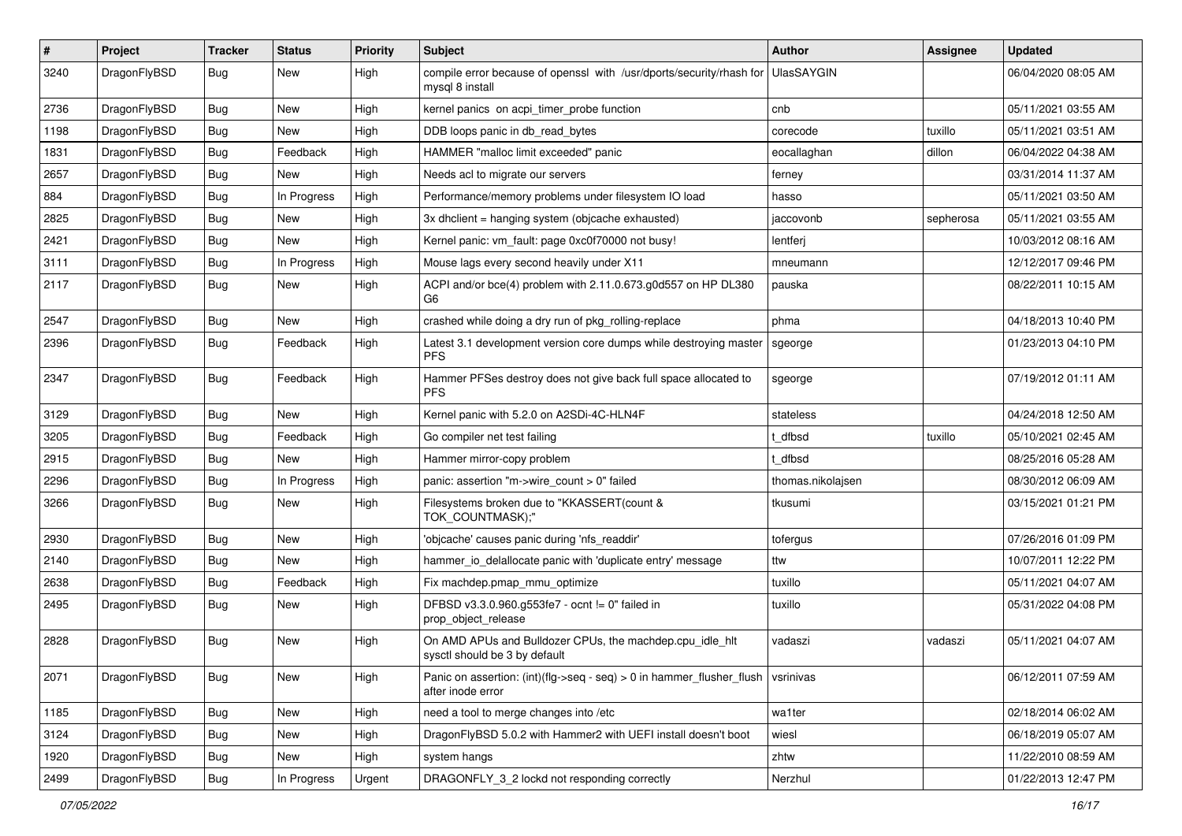| # | Project | Tracker | Status | Priority | Subject | Author | Assignee | Updated |
|---|---|---|---|---|---|---|---|---|
| 3240 | DragonFlyBSD | Bug | New | High | compile error because of openssl with /usr/dports/security/rhash for mysql 8 install | UlasSAYGIN | | 06/04/2020 08:05 AM |
| 2736 | DragonFlyBSD | Bug | New | High | kernel panics on acpi_timer_probe function | cnb | | 05/11/2021 03:55 AM |
| 1198 | DragonFlyBSD | Bug | New | High | DDB loops panic in db_read_bytes | corecode | tuxillo | 05/11/2021 03:51 AM |
| 1831 | DragonFlyBSD | Bug | Feedback | High | HAMMER "malloc limit exceeded" panic | eocallaghan | dillon | 06/04/2022 04:38 AM |
| 2657 | DragonFlyBSD | Bug | New | High | Needs acl to migrate our servers | ferney | | 03/31/2014 11:37 AM |
| 884 | DragonFlyBSD | Bug | In Progress | High | Performance/memory problems under filesystem IO load | hasso | | 05/11/2021 03:50 AM |
| 2825 | DragonFlyBSD | Bug | New | High | 3x dhclient = hanging system (objcache exhausted) | jaccovonb | sepherosa | 05/11/2021 03:55 AM |
| 2421 | DragonFlyBSD | Bug | New | High | Kernel panic: vm_fault: page 0xc0f70000 not busy! | lentferj | | 10/03/2012 08:16 AM |
| 3111 | DragonFlyBSD | Bug | In Progress | High | Mouse lags every second heavily under X11 | mneumann | | 12/12/2017 09:46 PM |
| 2117 | DragonFlyBSD | Bug | New | High | ACPI and/or bce(4) problem with 2.11.0.673.g0d557 on HP DL380 G6 | pauska | | 08/22/2011 10:15 AM |
| 2547 | DragonFlyBSD | Bug | New | High | crashed while doing a dry run of pkg_rolling-replace | phma | | 04/18/2013 10:40 PM |
| 2396 | DragonFlyBSD | Bug | Feedback | High | Latest 3.1 development version core dumps while destroying master PFS | sgeorge | | 01/23/2013 04:10 PM |
| 2347 | DragonFlyBSD | Bug | Feedback | High | Hammer PFSes destroy does not give back full space allocated to PFS | sgeorge | | 07/19/2012 01:11 AM |
| 3129 | DragonFlyBSD | Bug | New | High | Kernel panic with 5.2.0 on A2SDi-4C-HLN4F | stateless | | 04/24/2018 12:50 AM |
| 3205 | DragonFlyBSD | Bug | Feedback | High | Go compiler net test failing | t_dfbsd | tuxillo | 05/10/2021 02:45 AM |
| 2915 | DragonFlyBSD | Bug | New | High | Hammer mirror-copy problem | t_dfbsd | | 08/25/2016 05:28 AM |
| 2296 | DragonFlyBSD | Bug | In Progress | High | panic: assertion "m->wire_count > 0" failed | thomas.nikolajsen | | 08/30/2012 06:09 AM |
| 3266 | DragonFlyBSD | Bug | New | High | Filesystems broken due to "KKASSERT(count & TOK_COUNTMASK);" | tkusumi | | 03/15/2021 01:21 PM |
| 2930 | DragonFlyBSD | Bug | New | High | 'objcache' causes panic during 'nfs_readdir' | tofergus | | 07/26/2016 01:09 PM |
| 2140 | DragonFlyBSD | Bug | New | High | hammer_io_delallocate panic with 'duplicate entry' message | ttw | | 10/07/2011 12:22 PM |
| 2638 | DragonFlyBSD | Bug | Feedback | High | Fix machdep.pmap_mmu_optimize | tuxillo | | 05/11/2021 04:07 AM |
| 2495 | DragonFlyBSD | Bug | New | High | DFBSD v3.3.0.960.g553fe7 - ocnt != 0" failed in prop_object_release | tuxillo | | 05/31/2022 04:08 PM |
| 2828 | DragonFlyBSD | Bug | New | High | On AMD APUs and Bulldozer CPUs, the machdep.cpu_idle_hlt sysctl should be 3 by default | vadaszi | vadaszi | 05/11/2021 04:07 AM |
| 2071 | DragonFlyBSD | Bug | New | High | Panic on assertion: (int)(flg->seq - seq) > 0 in hammer_flusher_flush after inode error | vsrinivas | | 06/12/2011 07:59 AM |
| 1185 | DragonFlyBSD | Bug | New | High | need a tool to merge changes into /etc | wa1ter | | 02/18/2014 06:02 AM |
| 3124 | DragonFlyBSD | Bug | New | High | DragonFlyBSD 5.0.2 with Hammer2 with UEFI install doesn't boot | wiesl | | 06/18/2019 05:07 AM |
| 1920 | DragonFlyBSD | Bug | New | High | system hangs | zhtw | | 11/22/2010 08:59 AM |
| 2499 | DragonFlyBSD | Bug | In Progress | Urgent | DRAGONFLY_3_2 lockd not responding correctly | Nerzhul | | 01/22/2013 12:47 PM |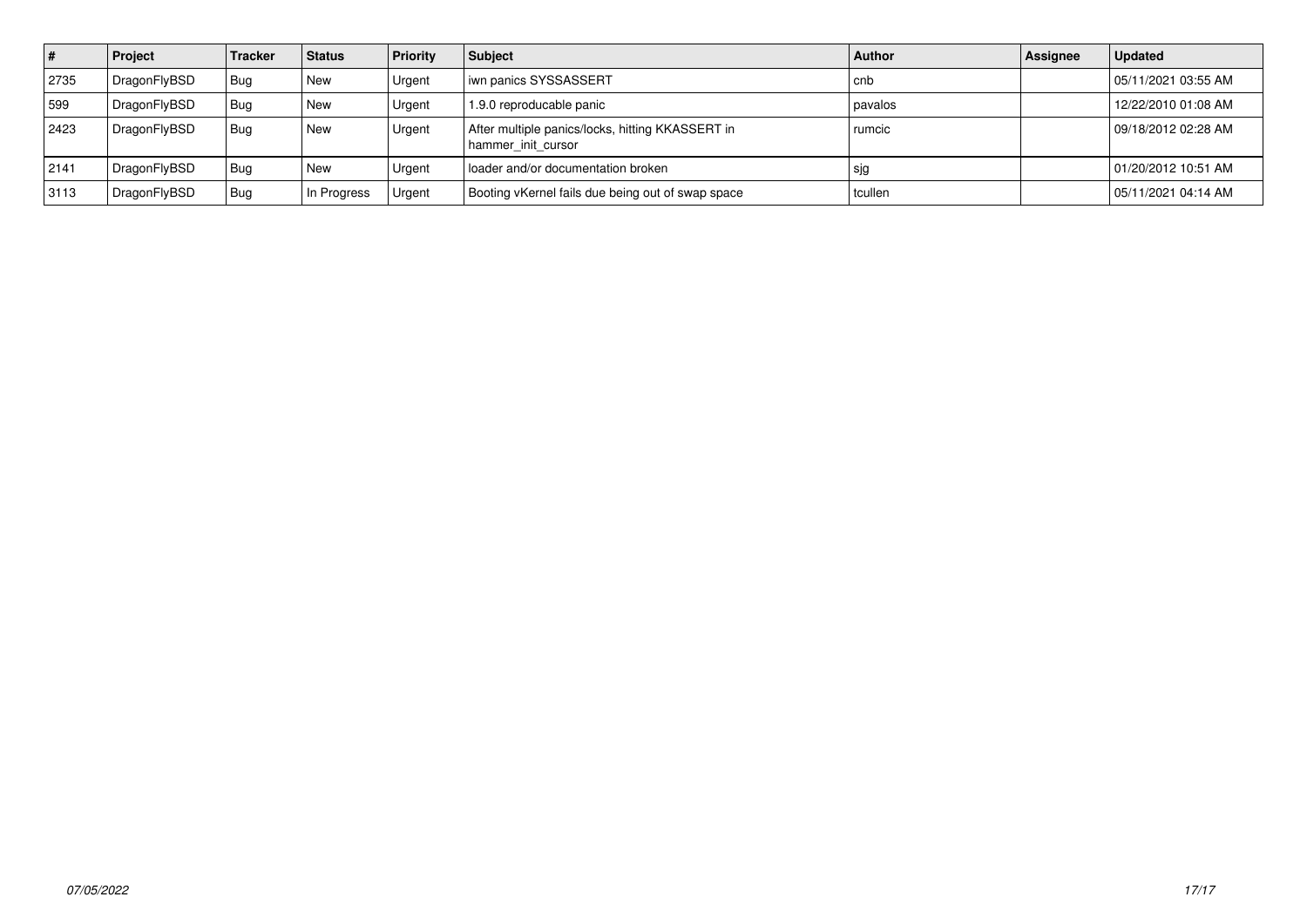| # | Project | Tracker | Status | Priority | Subject | Author | Assignee | Updated |
|---|---|---|---|---|---|---|---|---|
| 2735 | DragonFlyBSD | Bug | New | Urgent | iwn panics SYSSASSERT | cnb | | 05/11/2021 03:55 AM |
| 599 | DragonFlyBSD | Bug | New | Urgent | 1.9.0 reproducable panic | pavalos | | 12/22/2010 01:08 AM |
| 2423 | DragonFlyBSD | Bug | New | Urgent | After multiple panics/locks, hitting KKASSERT in hammer_init_cursor | rumcic | | 09/18/2012 02:28 AM |
| 2141 | DragonFlyBSD | Bug | New | Urgent | loader and/or documentation broken | sjg | | 01/20/2012 10:51 AM |
| 3113 | DragonFlyBSD | Bug | In Progress | Urgent | Booting vKernel fails due being out of swap space | tcullen | | 05/11/2021 04:14 AM |